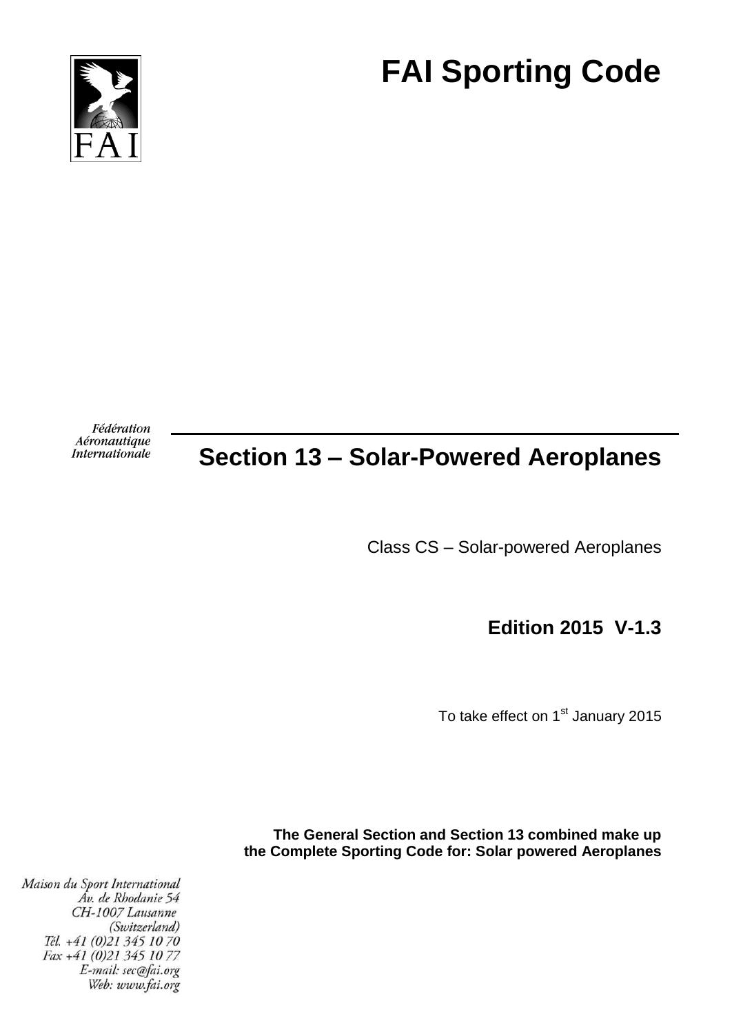FAI

# FAI Sporting Code

Fédération Aéronautique Internationale

## Section 13 – Solar-Powered Aeroplanes

Class CS – Solar-powered Aeroplanes

**Edition 2015 V-1.3**

To take effect on 1st January 2015

**The General Section and Section 13 combined make up the Complete Sporting Code for: Solar powered Aeroplanes**

*Maison du Sport International*
*Av. de Rhodanie 54*
*CH-1007 Lausanne*
*(Switzerland)*
*Tél. +41 (0)21 345 10 70*
*Fax +41 (0)21 345 10 77*
*E-mail: sec@fai.org*
*Web: www.fai.org*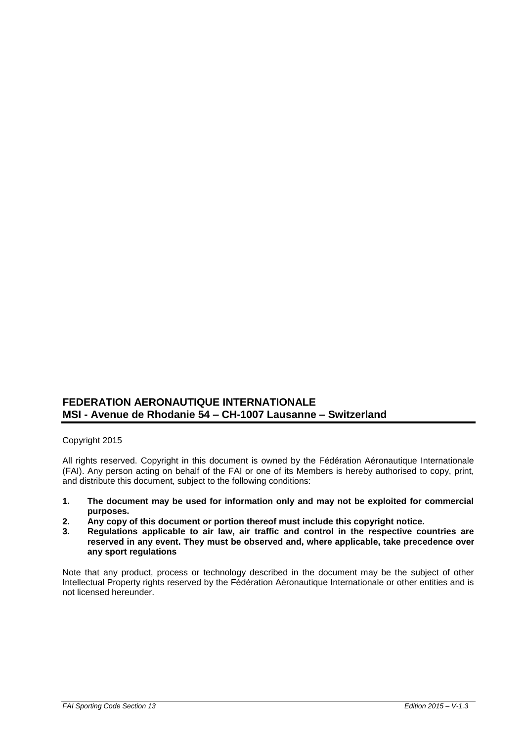**FEDERATION AERONAUTIQUE INTERNATIONALE**
**MSI - Avenue de Rhodanie 54 – CH-1007 Lausanne – Switzerland**

Copyright 2015

All rights reserved. Copyright in this document is owned by the Fédération Aéronautique Internationale (FAI). Any person acting on behalf of the FAI or one of its Members is hereby authorised to copy, print, and distribute this document, subject to the following conditions:

1. **The document may be used for information only and may not be exploited for commercial purposes.**
2. **Any copy of this document or portion thereof must include this copyright notice.**
3. **Regulations applicable to air law, air traffic and control in the respective countries are reserved in any event. They must be observed and, where applicable, take precedence over any sport regulations**

Note that any product, process or technology described in the document may be the subject of other Intellectual Property rights reserved by the Fédération Aéronautique Internationale or other entities and is not licensed hereunder.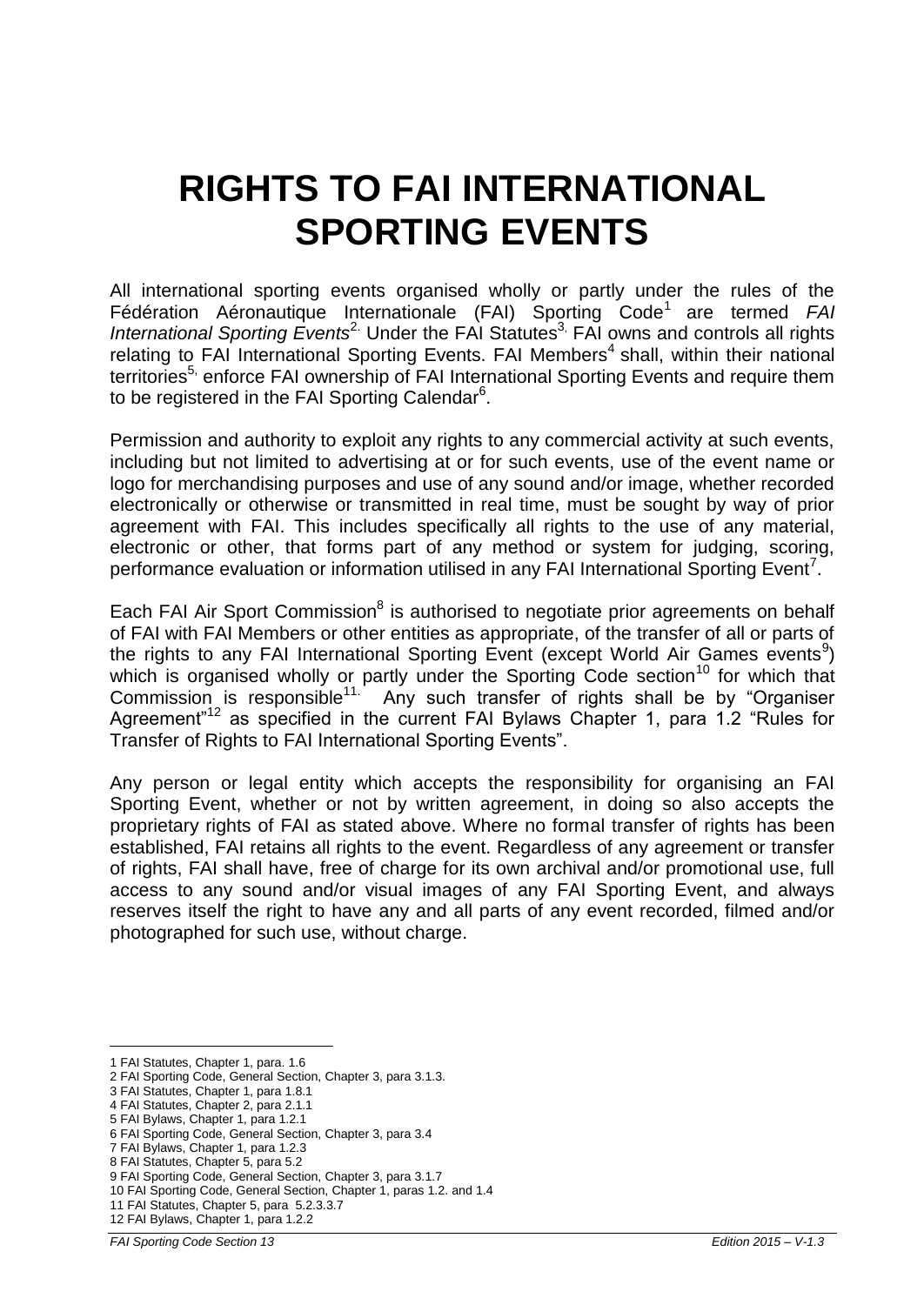# RIGHTS TO FAI INTERNATIONAL SPORTING EVENTS

All international sporting events organised wholly or partly under the rules of the Fédération Aéronautique Internationale (FAI) Sporting Code[1] are termed *FAI International Sporting Events*[2]. Under the FAI Statutes[3], FAI owns and controls all rights relating to FAI International Sporting Events. FAI Members[4] shall, within their national territories[5], enforce FAI ownership of FAI International Sporting Events and require them to be registered in the FAI Sporting Calendar[6].

Permission and authority to exploit any rights to any commercial activity at such events, including but not limited to advertising at or for such events, use of the event name or logo for merchandising purposes and use of any sound and/or image, whether recorded electronically or otherwise or transmitted in real time, must be sought by way of prior agreement with FAI. This includes specifically all rights to the use of any material, electronic or other, that forms part of any method or system for judging, scoring, performance evaluation or information utilised in any FAI International Sporting Event[7].

Each FAI Air Sport Commission[8] is authorised to negotiate prior agreements on behalf of FAI with FAI Members or other entities as appropriate, of the transfer of all or parts of the rights to any FAI International Sporting Event (except World Air Games events[9]) which is organised wholly or partly under the Sporting Code section[10] for which that Commission is responsible[11]. Any such transfer of rights shall be by "Organiser Agreement"[12] as specified in the current FAI Bylaws Chapter 1, para 1.2 "Rules for Transfer of Rights to FAI International Sporting Events".

Any person or legal entity which accepts the responsibility for organising an FAI Sporting Event, whether or not by written agreement, in doing so also accepts the proprietary rights of FAI as stated above. Where no formal transfer of rights has been established, FAI retains all rights to the event. Regardless of any agreement or transfer of rights, FAI shall have, free of charge for its own archival and/or promotional use, full access to any sound and/or visual images of any FAI Sporting Event, and always reserves itself the right to have any and all parts of any event recorded, filmed and/or photographed for such use, without charge.

---

1 FAI Statutes, Chapter 1, para. 1.6
2 FAI Sporting Code, General Section, Chapter 3, para 3.1.3.
3 FAI Statutes, Chapter 1, para 1.8.1
4 FAI Statutes, Chapter 2, para 2.1.1
5 FAI Bylaws, Chapter 1, para 1.2.1
6 FAI Sporting Code, General Section, Chapter 3, para 3.4
7 FAI Bylaws, Chapter 1, para 1.2.3
8 FAI Statutes, Chapter 5, para 5.2
9 FAI Sporting Code, General Section, Chapter 3, para 3.1.7
10 FAI Sporting Code, General Section, Chapter 1, paras 1.2. and 1.4
11 FAI Statutes, Chapter 5, para 5.2.3.3.7
12 FAI Bylaws, Chapter 1, para 1.2.2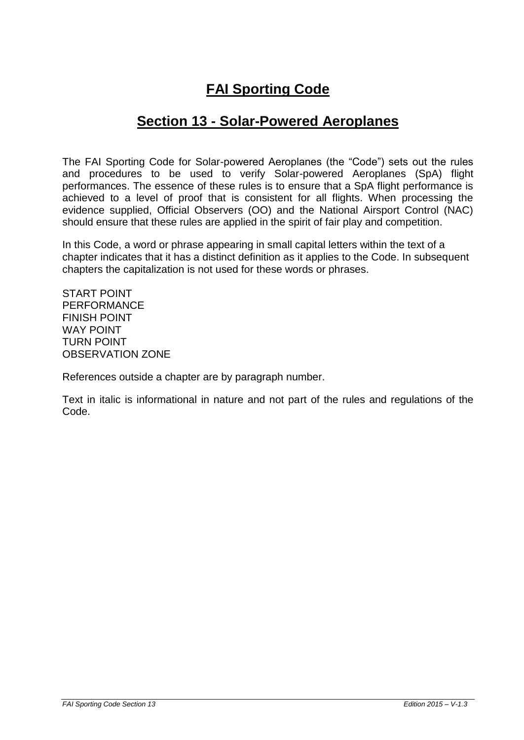# FAI Sporting Code

## Section 13 - Solar-Powered Aeroplanes

The FAI Sporting Code for Solar-powered Aeroplanes (the "Code") sets out the rules and procedures to be used to verify Solar-powered Aeroplanes (SpA) flight performances. The essence of these rules is to ensure that a SpA flight performance is achieved to a level of proof that is consistent for all flights. When processing the evidence supplied, Official Observers (OO) and the National Airsport Control (NAC) should ensure that these rules are applied in the spirit of fair play and competition.

In this Code, a word or phrase appearing in small capital letters within the text of a chapter indicates that it has a distinct definition as it applies to the Code. In subsequent chapters the capitalization is not used for these words or phrases.

START POINT  
PERFORMANCE  
FINISH POINT  
WAY POINT  
TURN POINT  
OBSERVATION ZONE

References outside a chapter are by paragraph number.

Text in italic is informational in nature and not part of the rules and regulations of the Code.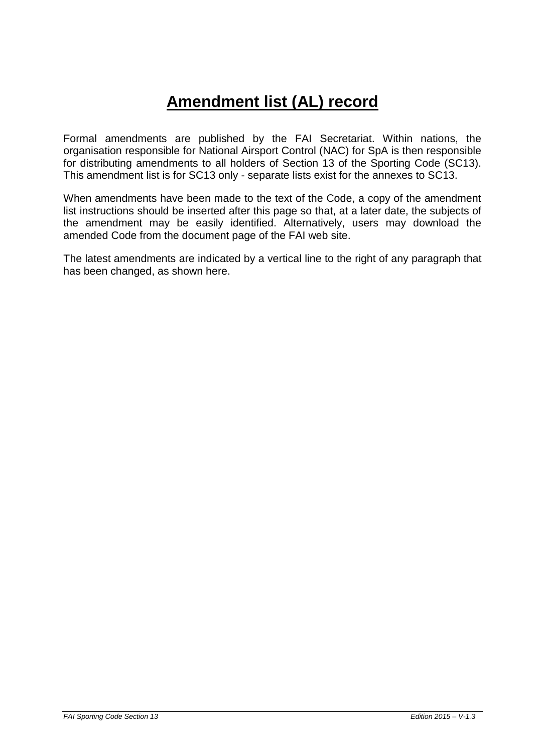# Amendment list (AL) record

Formal amendments are published by the FAI Secretariat. Within nations, the organisation responsible for National Airsport Control (NAC) for SpA is then responsible for distributing amendments to all holders of Section 13 of the Sporting Code (SC13). This amendment list is for SC13 only - separate lists exist for the annexes to SC13.

When amendments have been made to the text of the Code, a copy of the amendment list instructions should be inserted after this page so that, at a later date, the subjects of the amendment may be easily identified. Alternatively, users may download the amended Code from the document page of the FAI web site.

The latest amendments are indicated by a vertical line to the right of any paragraph that has been changed, as shown here.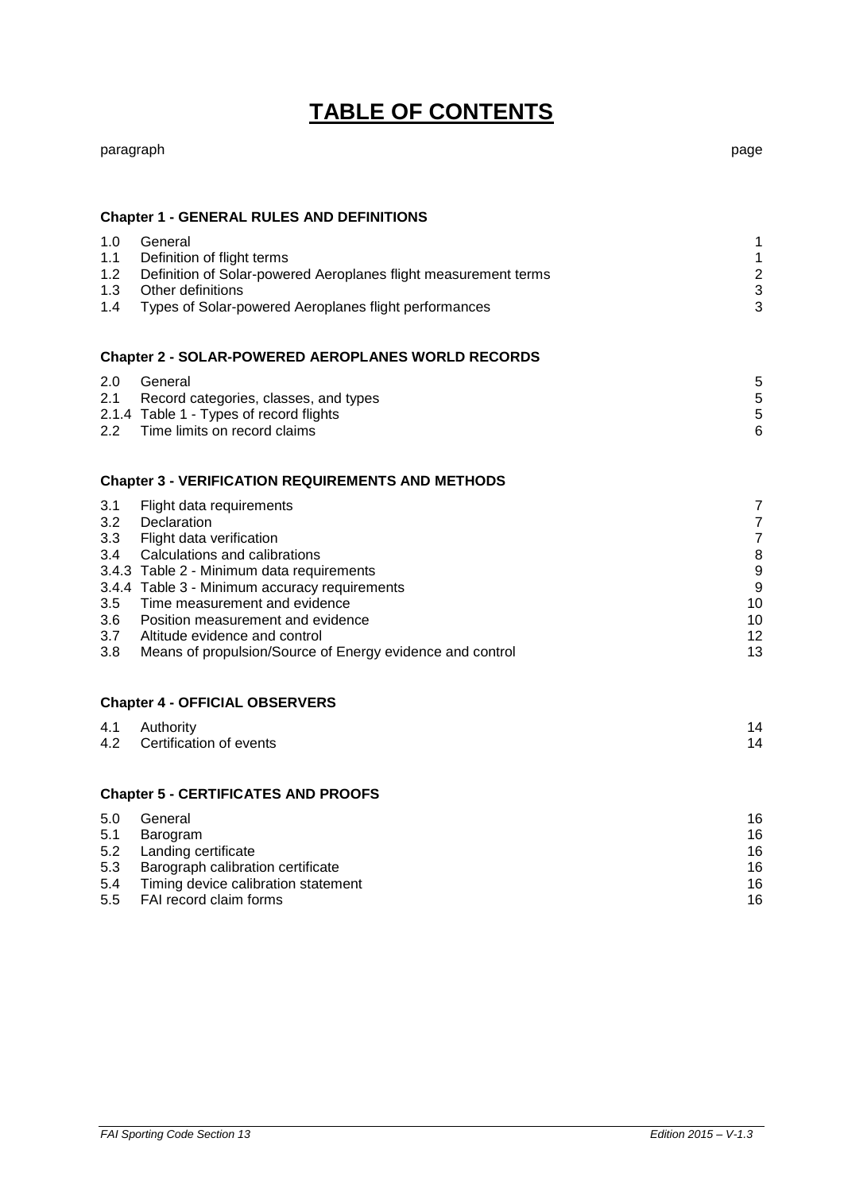# TABLE OF CONTENTS

| paragraph | | page |
|---|---|---|
| **Chapter 1 - GENERAL RULES AND DEFINITIONS** | | |
| 1.0 | General | 1 |
| 1.1 | Definition of flight terms | 1 |
| 1.2 | Definition of Solar-powered Aeroplanes flight measurement terms | 2 |
| 1.3 | Other definitions | 3 |
| 1.4 | Types of Solar-powered Aeroplanes flight performances | 3 |
| **Chapter 2 - SOLAR-POWERED AEROPLANES WORLD RECORDS** | | |
| 2.0 | General | 5 |
| 2.1 | Record categories, classes, and types | 5 |
| 2.1.4 | Table 1 - Types of record flights | 5 |
| 2.2 | Time limits on record claims | 6 |
| **Chapter 3 - VERIFICATION REQUIREMENTS AND METHODS** | | |
| 3.1 | Flight data requirements | 7 |
| 3.2 | Declaration | 7 |
| 3.3 | Flight data verification | 7 |
| 3.4 | Calculations and calibrations | 8 |
| 3.4.3 | Table 2 - Minimum data requirements | 9 |
| 3.4.4 | Table 3 - Minimum accuracy requirements | 9 |
| 3.5 | Time measurement and evidence | 10 |
| 3.6 | Position measurement and evidence | 10 |
| 3.7 | Altitude evidence and control | 12 |
| 3.8 | Means of propulsion/Source of Energy evidence and control | 13 |
| **Chapter 4 - OFFICIAL OBSERVERS** | | |
| 4.1 | Authority | 14 |
| 4.2 | Certification of events | 14 |
| **Chapter 5 - CERTIFICATES AND PROOFS** | | |
| 5.0 | General | 16 |
| 5.1 | Barogram | 16 |
| 5.2 | Landing certificate | 16 |
| 5.3 | Barograph calibration certificate | 16 |
| 5.4 | Timing device calibration statement | 16 |
| 5.5 | FAI record claim forms | 16 |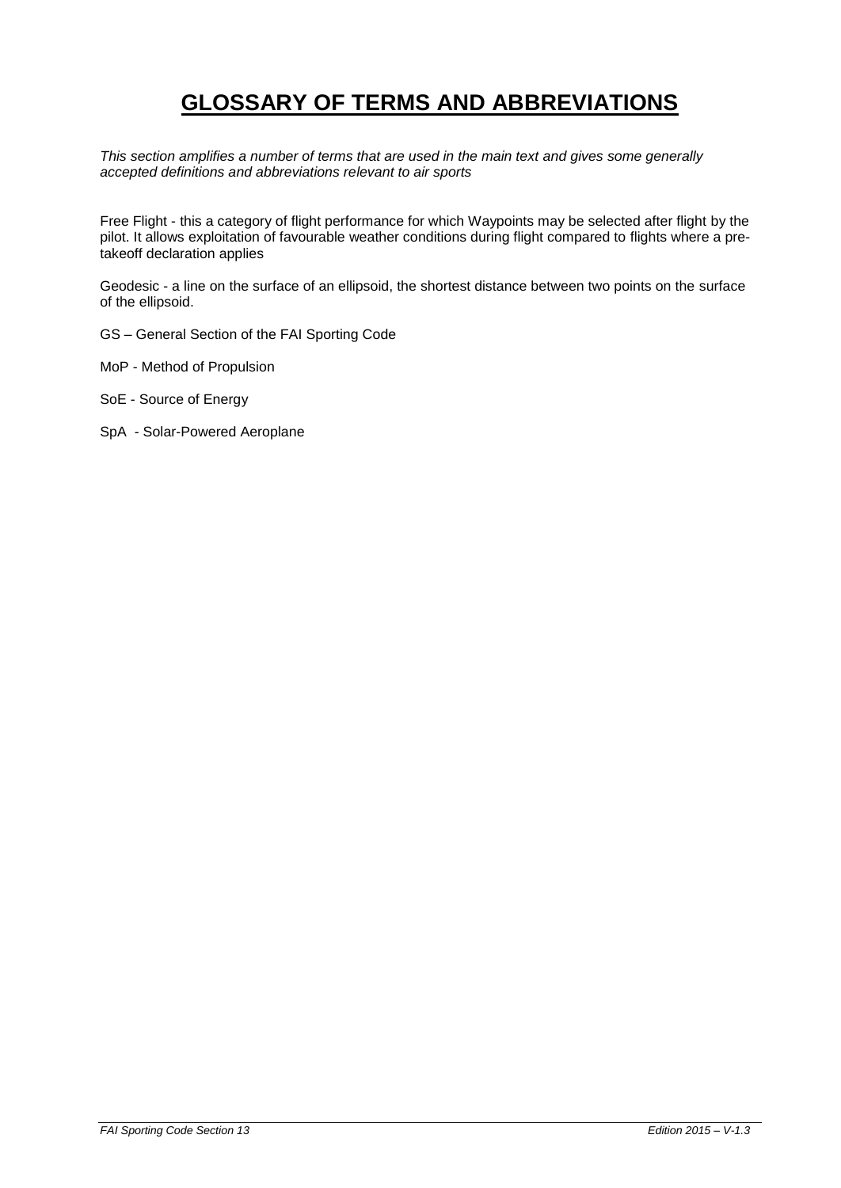# GLOSSARY OF TERMS AND ABBREVIATIONS

*This section amplifies a number of terms that are used in the main text and gives some generally accepted definitions and abbreviations relevant to air sports*

Free Flight - this a category of flight performance for which Waypoints may be selected after flight by the pilot. It allows exploitation of favourable weather conditions during flight compared to flights where a pre-takeoff declaration applies

Geodesic - a line on the surface of an ellipsoid, the shortest distance between two points on the surface of the ellipsoid.

GS – General Section of the FAI Sporting Code

MoP - Method of Propulsion

SoE - Source of Energy

SpA - Solar-Powered Aeroplane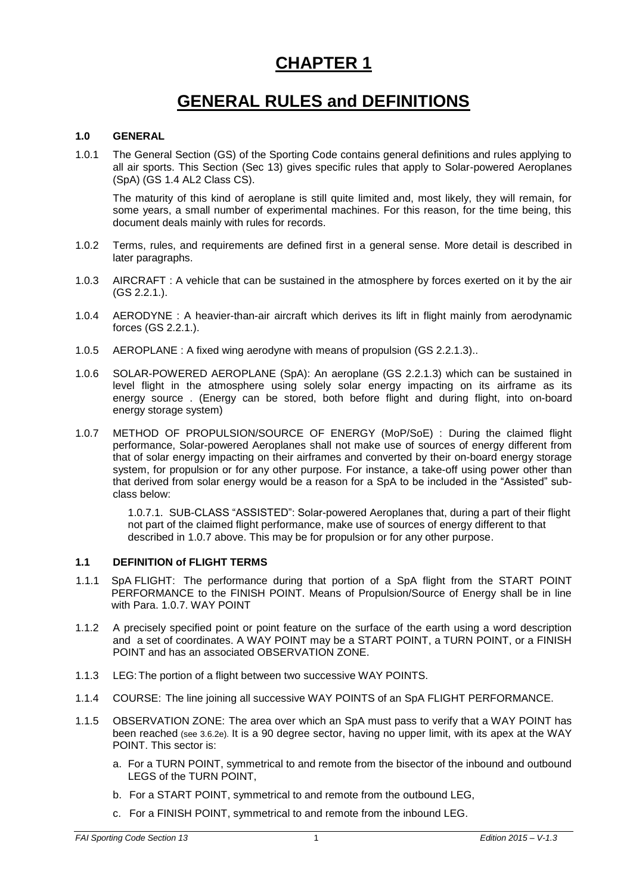# CHAPTER 1

# GENERAL RULES and DEFINITIONS

### 1.0 GENERAL

1.0.1 The General Section (GS) of the Sporting Code contains general definitions and rules applying to all air sports. This Section (Sec 13) gives specific rules that apply to Solar-powered Aeroplanes (SpA) (GS 1.4 AL2 Class CS).

The maturity of this kind of aeroplane is still quite limited and, most likely, they will remain, for some years, a small number of experimental machines. For this reason, for the time being, this document deals mainly with rules for records.

1.0.2 Terms, rules, and requirements are defined first in a general sense. More detail is described in later paragraphs.

1.0.3 AIRCRAFT : A vehicle that can be sustained in the atmosphere by forces exerted on it by the air (GS 2.2.1.).

1.0.4 AERODYNE : A heavier-than-air aircraft which derives its lift in flight mainly from aerodynamic forces (GS 2.2.1.).

1.0.5 AEROPLANE : A fixed wing aerodyne with means of propulsion (GS 2.2.1.3)..

1.0.6 SOLAR-POWERED AEROPLANE (SpA): An aeroplane (GS 2.2.1.3) which can be sustained in level flight in the atmosphere using solely solar energy impacting on its airframe as its energy source . (Energy can be stored, both before flight and during flight, into on-board energy storage system)

1.0.7 METHOD OF PROPULSION/SOURCE OF ENERGY (MoP/SoE) : During the claimed flight performance, Solar-powered Aeroplanes shall not make use of sources of energy different from that of solar energy impacting on their airframes and converted by their on-board energy storage system, for propulsion or for any other purpose. For instance, a take-off using power other than that derived from solar energy would be a reason for a SpA to be included in the "Assisted" sub-class below:

> 1.0.7.1. SUB-CLASS "ASSISTED": Solar-powered Aeroplanes that, during a part of their flight not part of the claimed flight performance, make use of sources of energy different to that described in 1.0.7 above. This may be for propulsion or for any other purpose.

### 1.1 DEFINITION of FLIGHT TERMS

1.1.1 SpA FLIGHT: The performance during that portion of a SpA flight from the START POINT PERFORMANCE to the FINISH POINT. Means of Propulsion/Source of Energy shall be in line with Para. 1.0.7. WAY POINT

1.1.2 A precisely specified point or point feature on the surface of the earth using a word description and a set of coordinates. A WAY POINT may be a START POINT, a TURN POINT, or a FINISH POINT and has an associated OBSERVATION ZONE.

1.1.3 LEG: The portion of a flight between two successive WAY POINTS.

1.1.4 COURSE: The line joining all successive WAY POINTS of an SpA FLIGHT PERFORMANCE.

1.1.5 OBSERVATION ZONE: The area over which an SpA must pass to verify that a WAY POINT has been reached (see 3.6.2e). It is a 90 degree sector, having no upper limit, with its apex at the WAY POINT. This sector is:

a. For a TURN POINT, symmetrical to and remote from the bisector of the inbound and outbound LEGS of the TURN POINT,

b. For a START POINT, symmetrical to and remote from the outbound LEG,

c. For a FINISH POINT, symmetrical to and remote from the inbound LEG.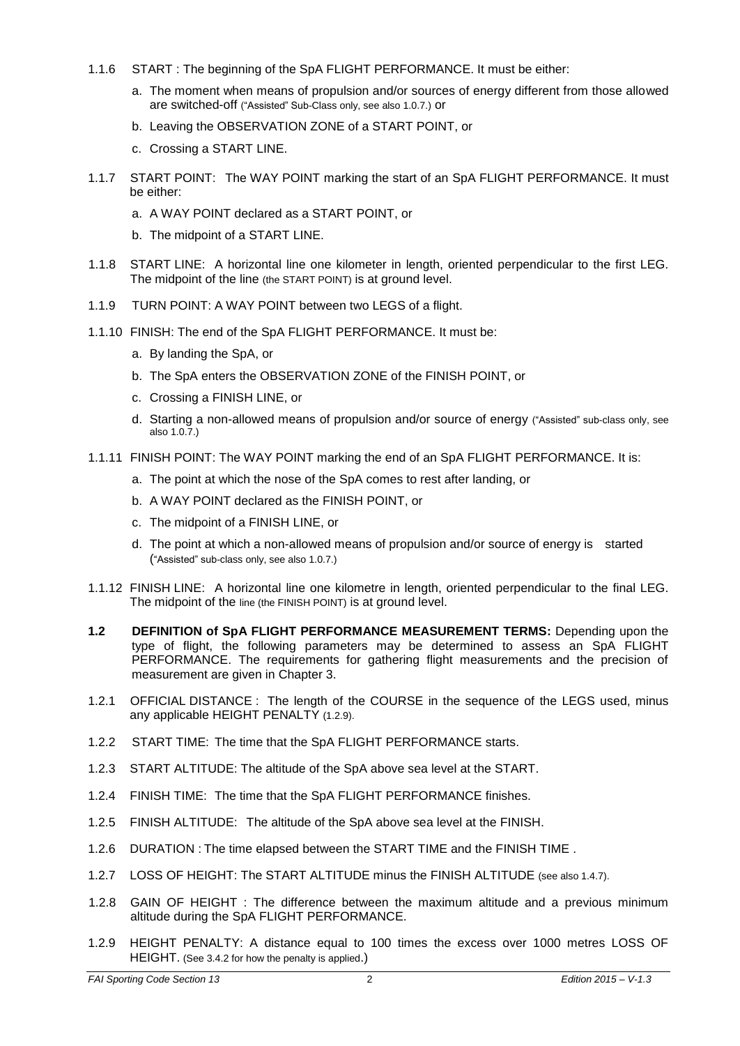1.1.6 START : The beginning of the SpA FLIGHT PERFORMANCE. It must be either:

a. The moment when means of propulsion and/or sources of energy different from those allowed are switched-off ("Assisted" Sub-Class only, see also 1.0.7.) or

b. Leaving the OBSERVATION ZONE of a START POINT, or

c. Crossing a START LINE.

1.1.7 START POINT: The WAY POINT marking the start of an SpA FLIGHT PERFORMANCE. It must be either:

a. A WAY POINT declared as a START POINT, or

b. The midpoint of a START LINE.

1.1.8 START LINE: A horizontal line one kilometer in length, oriented perpendicular to the first LEG. The midpoint of the line (the START POINT) is at ground level.

1.1.9 TURN POINT: A WAY POINT between two LEGS of a flight.

1.1.10 FINISH: The end of the SpA FLIGHT PERFORMANCE. It must be:

a. By landing the SpA, or

b. The SpA enters the OBSERVATION ZONE of the FINISH POINT, or

c. Crossing a FINISH LINE, or

d. Starting a non-allowed means of propulsion and/or source of energy ("Assisted" sub-class only, see also 1.0.7.)

1.1.11 FINISH POINT: The WAY POINT marking the end of an SpA FLIGHT PERFORMANCE. It is:

a. The point at which the nose of the SpA comes to rest after landing, or

b. A WAY POINT declared as the FINISH POINT, or

c. The midpoint of a FINISH LINE, or

d. The point at which a non-allowed means of propulsion and/or source of energy is started ("Assisted" sub-class only, see also 1.0.7.)

1.1.12 FINISH LINE: A horizontal line one kilometre in length, oriented perpendicular to the final LEG. The midpoint of the line (the FINISH POINT) is at ground level.

**1.2 DEFINITION of SpA FLIGHT PERFORMANCE MEASUREMENT TERMS:** Depending upon the type of flight, the following parameters may be determined to assess an SpA FLIGHT PERFORMANCE. The requirements for gathering flight measurements and the precision of measurement are given in Chapter 3.

1.2.1 OFFICIAL DISTANCE : The length of the COURSE in the sequence of the LEGS used, minus any applicable HEIGHT PENALTY (1.2.9).

1.2.2 START TIME: The time that the SpA FLIGHT PERFORMANCE starts.

1.2.3 START ALTITUDE: The altitude of the SpA above sea level at the START.

1.2.4 FINISH TIME: The time that the SpA FLIGHT PERFORMANCE finishes.

1.2.5 FINISH ALTITUDE: The altitude of the SpA above sea level at the FINISH.

1.2.6 DURATION : The time elapsed between the START TIME and the FINISH TIME .

1.2.7 LOSS OF HEIGHT: The START ALTITUDE minus the FINISH ALTITUDE (see also 1.4.7).

1.2.8 GAIN OF HEIGHT : The difference between the maximum altitude and a previous minimum altitude during the SpA FLIGHT PERFORMANCE.

1.2.9 HEIGHT PENALTY: A distance equal to 100 times the excess over 1000 metres LOSS OF HEIGHT. (See 3.4.2 for how the penalty is applied.)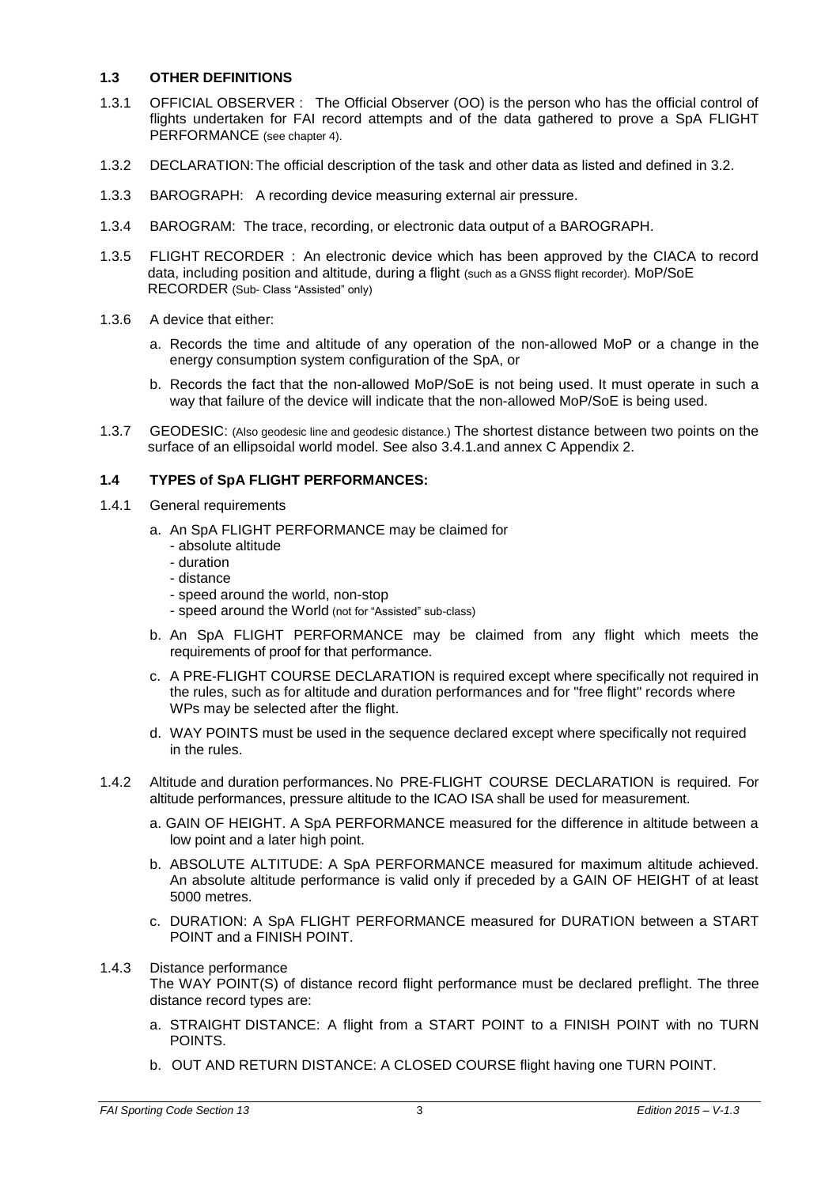### 1.3 OTHER DEFINITIONS

1.3.1 OFFICIAL OBSERVER : The Official Observer (OO) is the person who has the official control of flights undertaken for FAI record attempts and of the data gathered to prove a SpA FLIGHT PERFORMANCE (see chapter 4).

1.3.2 DECLARATION: The official description of the task and other data as listed and defined in 3.2.

1.3.3 BAROGRAPH: A recording device measuring external air pressure.

1.3.4 BAROGRAM: The trace, recording, or electronic data output of a BAROGRAPH.

1.3.5 FLIGHT RECORDER : An electronic device which has been approved by the CIACA to record data, including position and altitude, during a flight (such as a GNSS flight recorder). MoP/SoE RECORDER (Sub- Class "Assisted" only)

1.3.6 A device that either:

a. Records the time and altitude of any operation of the non-allowed MoP or a change in the energy consumption system configuration of the SpA, or

b. Records the fact that the non-allowed MoP/SoE is not being used. It must operate in such a way that failure of the device will indicate that the non-allowed MoP/SoE is being used.

1.3.7 GEODESIC: (Also geodesic line and geodesic distance.) The shortest distance between two points on the surface of an ellipsoidal world model. See also 3.4.1.and annex C Appendix 2.

### 1.4 TYPES of SpA FLIGHT PERFORMANCES:

1.4.1 General requirements

a. An SpA FLIGHT PERFORMANCE may be claimed for
   - absolute altitude
   - duration
   - distance
   - speed around the world, non-stop
   - speed around the World (not for "Assisted" sub-class)

b. An SpA FLIGHT PERFORMANCE may be claimed from any flight which meets the requirements of proof for that performance.

c. A PRE-FLIGHT COURSE DECLARATION is required except where specifically not required in the rules, such as for altitude and duration performances and for "free flight" records where WPs may be selected after the flight.

d. WAY POINTS must be used in the sequence declared except where specifically not required in the rules.

1.4.2 Altitude and duration performances. No PRE-FLIGHT COURSE DECLARATION is required. For altitude performances, pressure altitude to the ICAO ISA shall be used for measurement.

a. GAIN OF HEIGHT. A SpA PERFORMANCE measured for the difference in altitude between a low point and a later high point.

b. ABSOLUTE ALTITUDE: A SpA PERFORMANCE measured for maximum altitude achieved. An absolute altitude performance is valid only if preceded by a GAIN OF HEIGHT of at least 5000 metres.

c. DURATION: A SpA FLIGHT PERFORMANCE measured for DURATION between a START POINT and a FINISH POINT.

1.4.3 Distance performance

The WAY POINT(S) of distance record flight performance must be declared preflight. The three distance record types are:

a. STRAIGHT DISTANCE: A flight from a START POINT to a FINISH POINT with no TURN POINTS.

b. OUT AND RETURN DISTANCE: A CLOSED COURSE flight having one TURN POINT.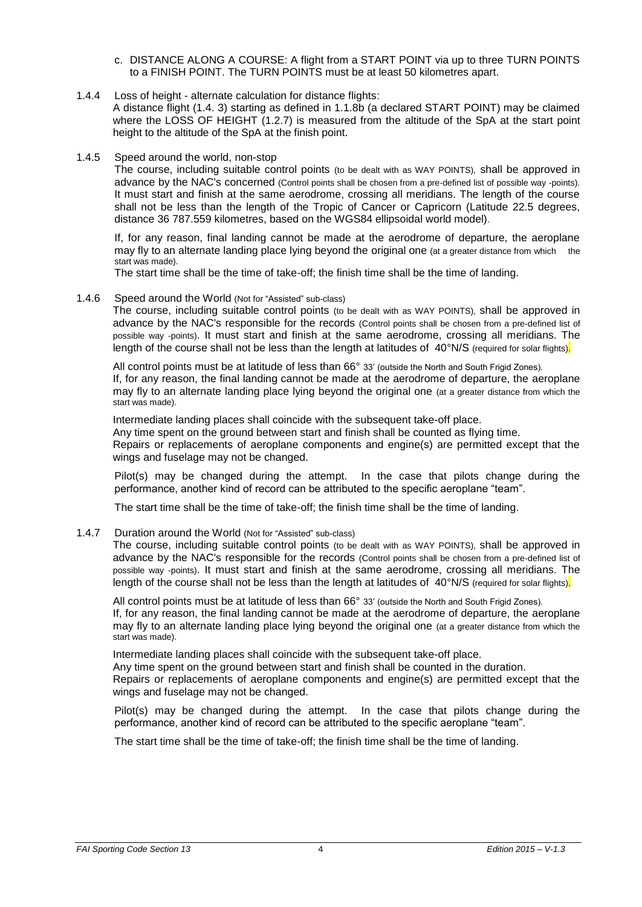c. DISTANCE ALONG A COURSE: A flight from a START POINT via up to three TURN POINTS to a FINISH POINT. The TURN POINTS must be at least 50 kilometres apart.

1.4.4 Loss of height - alternate calculation for distance flights:

A distance flight (1.4. 3) starting as defined in 1.1.8b (a declared START POINT) may be claimed where the LOSS OF HEIGHT (1.2.7) is measured from the altitude of the SpA at the start point height to the altitude of the SpA at the finish point.

1.4.5 Speed around the world, non-stop

The course, including suitable control points (to be dealt with as WAY POINTS), shall be approved in advance by the NAC's concerned (Control points shall be chosen from a pre-defined list of possible way -points). It must start and finish at the same aerodrome, crossing all meridians. The length of the course shall not be less than the length of the Tropic of Cancer or Capricorn (Latitude 22.5 degrees, distance 36 787.559 kilometres, based on the WGS84 ellipsoidal world model).

If, for any reason, final landing cannot be made at the aerodrome of departure, the aeroplane may fly to an alternate landing place lying beyond the original one (at a greater distance from which the start was made).

The start time shall be the time of take-off; the finish time shall be the time of landing.

1.4.6 Speed around the World (Not for "Assisted" sub-class)

The course, including suitable control points (to be dealt with as WAY POINTS), shall be approved in advance by the NAC's responsible for the records (Control points shall be chosen from a pre-defined list of possible way -points). It must start and finish at the same aerodrome, crossing all meridians. The length of the course shall not be less than the length at latitudes of 40°N/S (required for solar flights).

All control points must be at latitude of less than 66° 33' (outside the North and South Frigid Zones).

If, for any reason, the final landing cannot be made at the aerodrome of departure, the aeroplane may fly to an alternate landing place lying beyond the original one (at a greater distance from which the start was made).

Intermediate landing places shall coincide with the subsequent take-off place.

Any time spent on the ground between start and finish shall be counted as flying time.

Repairs or replacements of aeroplane components and engine(s) are permitted except that the wings and fuselage may not be changed.

Pilot(s) may be changed during the attempt. In the case that pilots change during the performance, another kind of record can be attributed to the specific aeroplane "team".

The start time shall be the time of take-off; the finish time shall be the time of landing.

1.4.7 Duration around the World (Not for "Assisted" sub-class)

The course, including suitable control points (to be dealt with as WAY POINTS), shall be approved in advance by the NAC's responsible for the records (Control points shall be chosen from a pre-defined list of possible way -points). It must start and finish at the same aerodrome, crossing all meridians. The length of the course shall not be less than the length at latitudes of 40°N/S (required for solar flights).

All control points must be at latitude of less than 66° 33' (outside the North and South Frigid Zones).

If, for any reason, the final landing cannot be made at the aerodrome of departure, the aeroplane may fly to an alternate landing place lying beyond the original one (at a greater distance from which the start was made).

Intermediate landing places shall coincide with the subsequent take-off place.

Any time spent on the ground between start and finish shall be counted in the duration.

Repairs or replacements of aeroplane components and engine(s) are permitted except that the wings and fuselage may not be changed.

Pilot(s) may be changed during the attempt. In the case that pilots change during the performance, another kind of record can be attributed to the specific aeroplane "team".

The start time shall be the time of take-off; the finish time shall be the time of landing.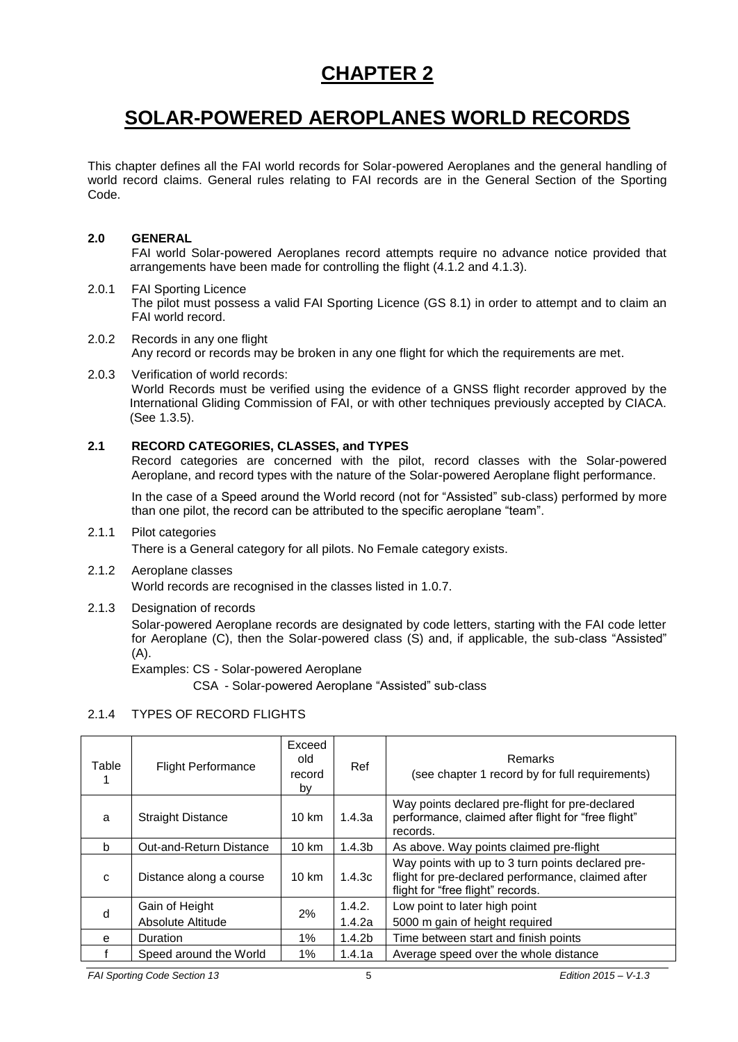# CHAPTER 2

# SOLAR-POWERED AEROPLANES WORLD RECORDS

This chapter defines all the FAI world records for Solar-powered Aeroplanes and the general handling of world record claims. General rules relating to FAI records are in the General Section of the Sporting Code.

**2.0 GENERAL**

FAI world Solar-powered Aeroplanes record attempts require no advance notice provided that arrangements have been made for controlling the flight (4.1.2 and 4.1.3).

2.0.1 FAI Sporting Licence

The pilot must possess a valid FAI Sporting Licence (GS 8.1) in order to attempt and to claim an FAI world record.

2.0.2 Records in any one flight

Any record or records may be broken in any one flight for which the requirements are met.

2.0.3 Verification of world records:

World Records must be verified using the evidence of a GNSS flight recorder approved by the International Gliding Commission of FAI, or with other techniques previously accepted by CIACA. (See 1.3.5).

**2.1 RECORD CATEGORIES, CLASSES, and TYPES**

Record categories are concerned with the pilot, record classes with the Solar-powered Aeroplane, and record types with the nature of the Solar-powered Aeroplane flight performance.

In the case of a Speed around the World record (not for "Assisted" sub-class) performed by more than one pilot, the record can be attributed to the specific aeroplane "team".

2.1.1 Pilot categories

There is a General category for all pilots. No Female category exists.

2.1.2 Aeroplane classes

World records are recognised in the classes listed in 1.0.7.

2.1.3 Designation of records

Solar-powered Aeroplane records are designated by code letters, starting with the FAI code letter for Aeroplane (C), then the Solar-powered class (S) and, if applicable, the sub-class "Assisted" (A).

Examples: CS - Solar-powered Aeroplane

CSA - Solar-powered Aeroplane "Assisted" sub-class

2.1.4 TYPES OF RECORD FLIGHTS

| Table 1 | Flight Performance | Exceed old record by | Ref | Remarks (see chapter 1 record by for full requirements) |
|---|---|---|---|---|
| a | Straight Distance | 10 km | 1.4.3a | Way points declared pre-flight for pre-declared performance, claimed after flight for "free flight" records. |
| b | Out-and-Return Distance | 10 km | 1.4.3b | As above. Way points claimed pre-flight |
| c | Distance along a course | 10 km | 1.4.3c | Way points with up to 3 turn points declared pre-flight for pre-declared performance, claimed after flight for "free flight" records. |
| d | Gain of Height<br>Absolute Altitude | 2% | 1.4.2.<br>1.4.2a | Low point to later high point<br>5000 m gain of height required |
| e | Duration | 1% | 1.4.2b | Time between start and finish points |
| f | Speed around the World | 1% | 1.4.1a | Average speed over the whole distance |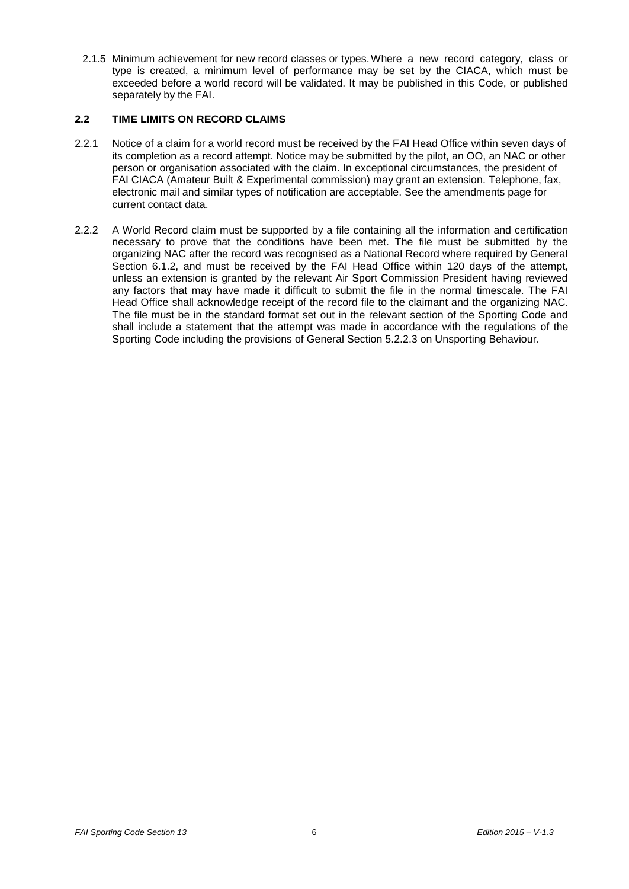2.1.5 Minimum achievement for new record classes or types. Where a new record category, class or type is created, a minimum level of performance may be set by the CIACA, which must be exceeded before a world record will be validated. It may be published in this Code, or published separately by the FAI.

### 2.2 TIME LIMITS ON RECORD CLAIMS

2.2.1 Notice of a claim for a world record must be received by the FAI Head Office within seven days of its completion as a record attempt. Notice may be submitted by the pilot, an OO, an NAC or other person or organisation associated with the claim. In exceptional circumstances, the president of FAI CIACA (Amateur Built & Experimental commission) may grant an extension. Telephone, fax, electronic mail and similar types of notification are acceptable. See the amendments page for current contact data.

2.2.2 A World Record claim must be supported by a file containing all the information and certification necessary to prove that the conditions have been met. The file must be submitted by the organizing NAC after the record was recognised as a National Record where required by General Section 6.1.2, and must be received by the FAI Head Office within 120 days of the attempt, unless an extension is granted by the relevant Air Sport Commission President having reviewed any factors that may have made it difficult to submit the file in the normal timescale. The FAI Head Office shall acknowledge receipt of the record file to the claimant and the organizing NAC. The file must be in the standard format set out in the relevant section of the Sporting Code and shall include a statement that the attempt was made in accordance with the regulations of the Sporting Code including the provisions of General Section 5.2.2.3 on Unsporting Behaviour.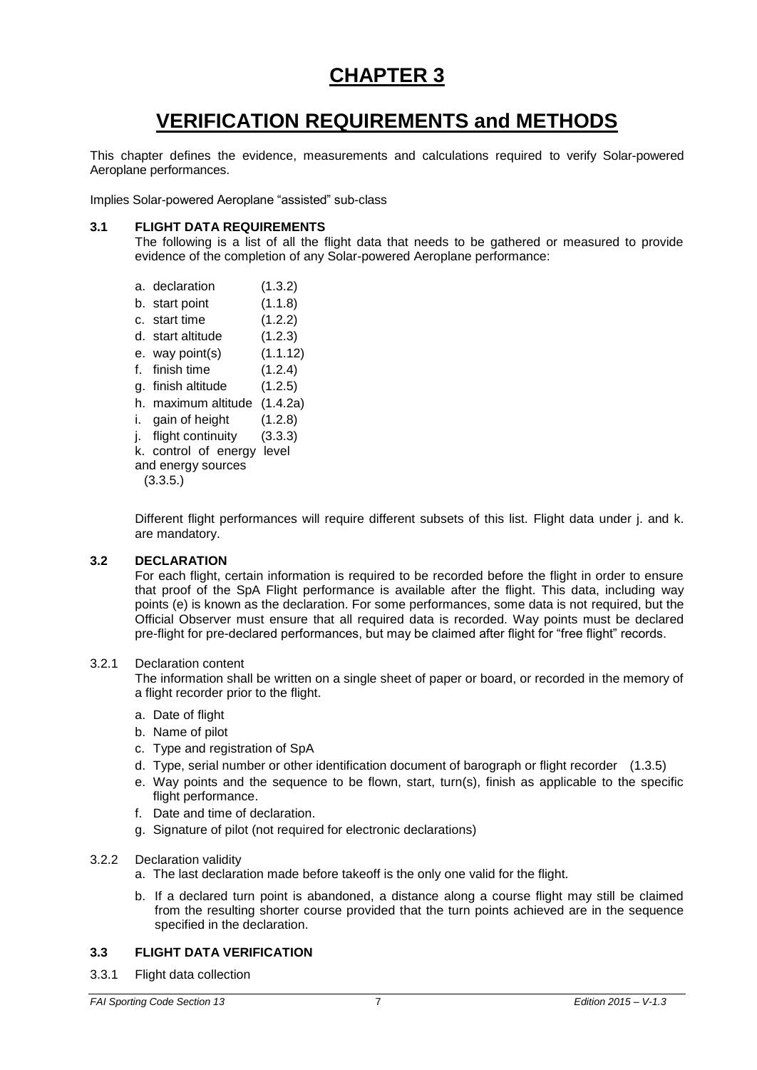# CHAPTER 3

# VERIFICATION REQUIREMENTS and METHODS

This chapter defines the evidence, measurements and calculations required to verify Solar-powered Aeroplane performances.

Implies Solar-powered Aeroplane "assisted" sub-class

## 3.1 FLIGHT DATA REQUIREMENTS

The following is a list of all the flight data that needs to be gathered or measured to provide evidence of the completion of any Solar-powered Aeroplane performance:

a. declaration (1.3.2)
b. start point (1.1.8)
c. start time (1.2.2)
d. start altitude (1.2.3)
e. way point(s) (1.1.12)
f. finish time (1.2.4)
g. finish altitude (1.2.5)
h. maximum altitude (1.4.2a)
i. gain of height (1.2.8)
j. flight continuity (3.3.3)
k. control of energy level and energy sources (3.3.5.)

Different flight performances will require different subsets of this list. Flight data under j. and k. are mandatory.

## 3.2 DECLARATION

For each flight, certain information is required to be recorded before the flight in order to ensure that proof of the SpA Flight performance is available after the flight. This data, including way points (e) is known as the declaration. For some performances, some data is not required, but the Official Observer must ensure that all required data is recorded. Way points must be declared pre-flight for pre-declared performances, but may be claimed after flight for "free flight" records.

### 3.2.1 Declaration content

The information shall be written on a single sheet of paper or board, or recorded in the memory of a flight recorder prior to the flight.

a. Date of flight
b. Name of pilot
c. Type and registration of SpA
d. Type, serial number or other identification document of barograph or flight recorder (1.3.5)
e. Way points and the sequence to be flown, start, turn(s), finish as applicable to the specific flight performance.
f. Date and time of declaration.
g. Signature of pilot (not required for electronic declarations)

### 3.2.2 Declaration validity

a. The last declaration made before takeoff is the only one valid for the flight.
b. If a declared turn point is abandoned, a distance along a course flight may still be claimed from the resulting shorter course provided that the turn points achieved are in the sequence specified in the declaration.

## 3.3 FLIGHT DATA VERIFICATION

### 3.3.1 Flight data collection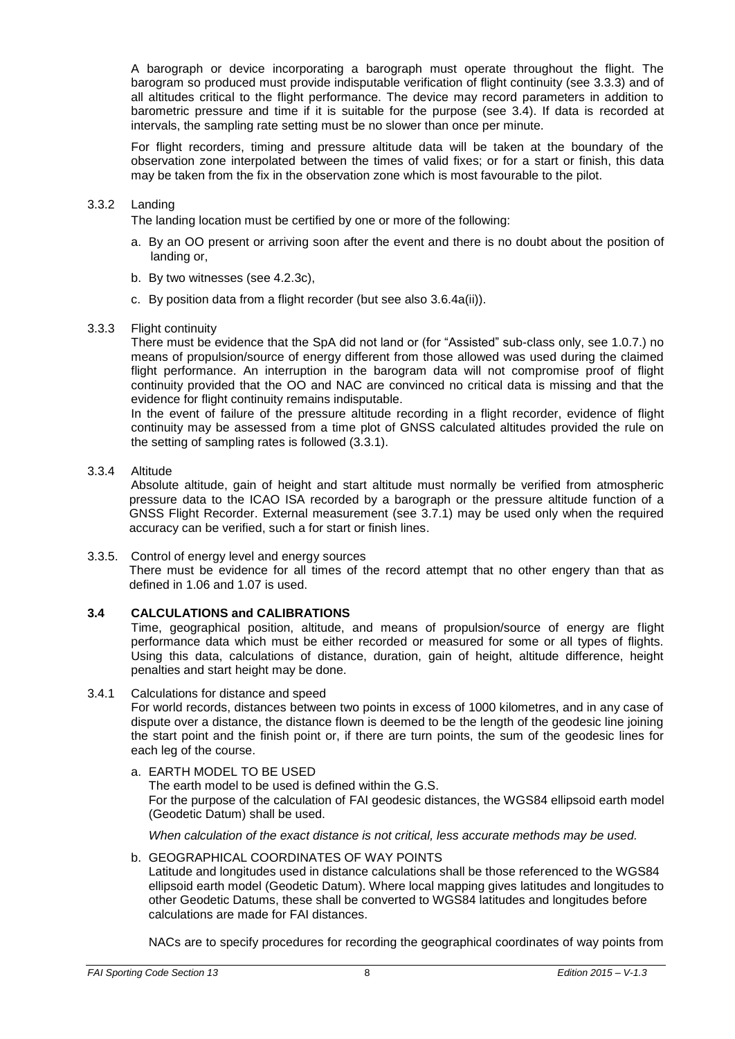A barograph or device incorporating a barograph must operate throughout the flight. The barogram so produced must provide indisputable verification of flight continuity (see 3.3.3) and of all altitudes critical to the flight performance. The device may record parameters in addition to barometric pressure and time if it is suitable for the purpose (see 3.4). If data is recorded at intervals, the sampling rate setting must be no slower than once per minute.

For flight recorders, timing and pressure altitude data will be taken at the boundary of the observation zone interpolated between the times of valid fixes; or for a start or finish, this data may be taken from the fix in the observation zone which is most favourable to the pilot.

3.3.2 Landing

The landing location must be certified by one or more of the following:

a. By an OO present or arriving soon after the event and there is no doubt about the position of landing or,

b. By two witnesses (see 4.2.3c),

c. By position data from a flight recorder (but see also 3.6.4a(ii)).

3.3.3 Flight continuity

There must be evidence that the SpA did not land or (for "Assisted" sub-class only, see 1.0.7.) no means of propulsion/source of energy different from those allowed was used during the claimed flight performance. An interruption in the barogram data will not compromise proof of flight continuity provided that the OO and NAC are convinced no critical data is missing and that the evidence for flight continuity remains indisputable.

In the event of failure of the pressure altitude recording in a flight recorder, evidence of flight continuity may be assessed from a time plot of GNSS calculated altitudes provided the rule on the setting of sampling rates is followed (3.3.1).

3.3.4 Altitude

Absolute altitude, gain of height and start altitude must normally be verified from atmospheric pressure data to the ICAO ISA recorded by a barograph or the pressure altitude function of a GNSS Flight Recorder. External measurement (see 3.7.1) may be used only when the required accuracy can be verified, such a for start or finish lines.

3.3.5. Control of energy level and energy sources

There must be evidence for all times of the record attempt that no other engery than that as defined in 1.06 and 1.07 is used.

### 3.4 CALCULATIONS and CALIBRATIONS

Time, geographical position, altitude, and means of propulsion/source of energy are flight performance data which must be either recorded or measured for some or all types of flights. Using this data, calculations of distance, duration, gain of height, altitude difference, height penalties and start height may be done.

3.4.1 Calculations for distance and speed

For world records, distances between two points in excess of 1000 kilometres, and in any case of dispute over a distance, the distance flown is deemed to be the length of the geodesic line joining the start point and the finish point or, if there are turn points, the sum of the geodesic lines for each leg of the course.

a. EARTH MODEL TO BE USED

The earth model to be used is defined within the G.S.

For the purpose of the calculation of FAI geodesic distances, the WGS84 ellipsoid earth model (Geodetic Datum) shall be used.

*When calculation of the exact distance is not critical, less accurate methods may be used.*

b. GEOGRAPHICAL COORDINATES OF WAY POINTS

Latitude and longitudes used in distance calculations shall be those referenced to the WGS84 ellipsoid earth model (Geodetic Datum). Where local mapping gives latitudes and longitudes to other Geodetic Datums, these shall be converted to WGS84 latitudes and longitudes before calculations are made for FAI distances.

NACs are to specify procedures for recording the geographical coordinates of way points from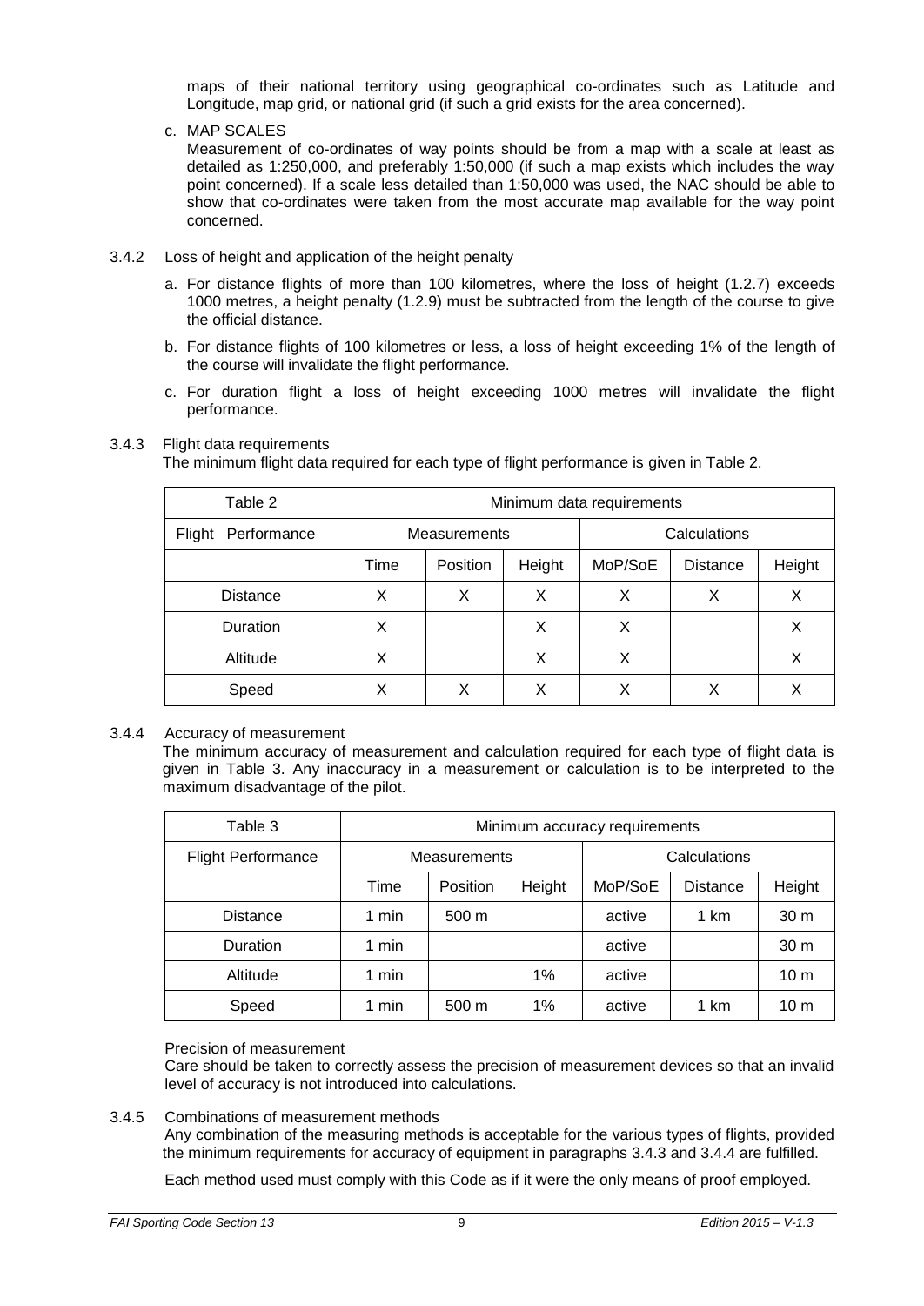maps of their national territory using geographical co-ordinates such as Latitude and Longitude, map grid, or national grid (if such a grid exists for the area concerned).

c. MAP SCALES
Measurement of co-ordinates of way points should be from a map with a scale at least as detailed as 1:250,000, and preferably 1:50,000 (if such a map exists which includes the way point concerned). If a scale less detailed than 1:50,000 was used, the NAC should be able to show that co-ordinates were taken from the most accurate map available for the way point concerned.

3.4.2 Loss of height and application of the height penalty

a. For distance flights of more than 100 kilometres, where the loss of height (1.2.7) exceeds 1000 metres, a height penalty (1.2.9) must be subtracted from the length of the course to give the official distance.

b. For distance flights of 100 kilometres or less, a loss of height exceeding 1% of the length of the course will invalidate the flight performance.

c. For duration flight a loss of height exceeding 1000 metres will invalidate the flight performance.

3.4.3 Flight data requirements
The minimum flight data required for each type of flight performance is given in Table 2.

| Table 2 | Minimum data requirements | | | | | |
|---|---|---|---|---|---|---|
| Flight Performance | Measurements | | | Calculations | | |
| | Time | Position | Height | MoP/SoE | Distance | Height |
| Distance | X | X | X | X | X | X |
| Duration | X | | X | X | | X |
| Altitude | X | | X | X | | X |
| Speed | X | X | X | X | X | X |

3.4.4 Accuracy of measurement
The minimum accuracy of measurement and calculation required for each type of flight data is given in Table 3. Any inaccuracy in a measurement or calculation is to be interpreted to the maximum disadvantage of the pilot.

| Table 3 | Minimum accuracy requirements | | | | | |
|---|---|---|---|---|---|---|
| Flight Performance | Measurements | | | Calculations | | |
| | Time | Position | Height | MoP/SoE | Distance | Height |
| Distance | 1 min | 500 m | | active | 1 km | 30 m |
| Duration | 1 min | | | active | | 30 m |
| Altitude | 1 min | | 1% | active | | 10 m |
| Speed | 1 min | 500 m | 1% | active | 1 km | 10 m |

Precision of measurement
Care should be taken to correctly assess the precision of measurement devices so that an invalid level of accuracy is not introduced into calculations.

3.4.5 Combinations of measurement methods
Any combination of the measuring methods is acceptable for the various types of flights, provided the minimum requirements for accuracy of equipment in paragraphs 3.4.3 and 3.4.4 are fulfilled.

Each method used must comply with this Code as if it were the only means of proof employed.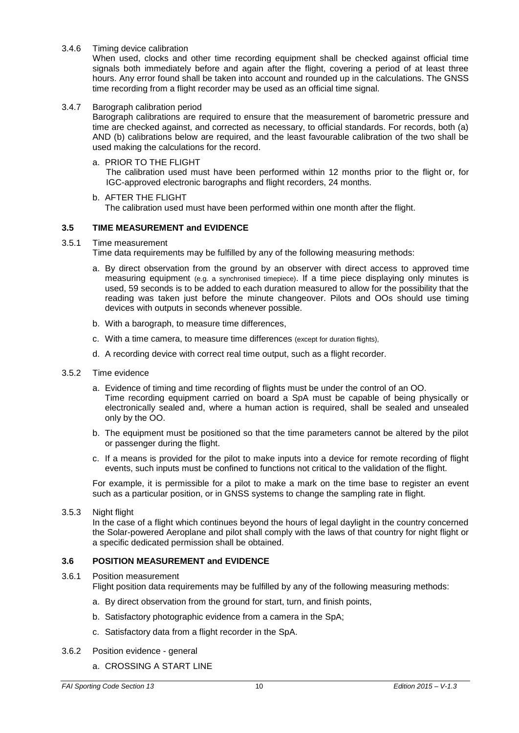3.4.6 Timing device calibration

When used, clocks and other time recording equipment shall be checked against official time signals both immediately before and again after the flight, covering a period of at least three hours. Any error found shall be taken into account and rounded up in the calculations. The GNSS time recording from a flight recorder may be used as an official time signal.

3.4.7 Barograph calibration period

Barograph calibrations are required to ensure that the measurement of barometric pressure and time are checked against, and corrected as necessary, to official standards. For records, both (a) AND (b) calibrations below are required, and the least favourable calibration of the two shall be used making the calculations for the record.

a. PRIOR TO THE FLIGHT
   The calibration used must have been performed within 12 months prior to the flight or, for IGC-approved electronic barographs and flight recorders, 24 months.

b. AFTER THE FLIGHT
   The calibration used must have been performed within one month after the flight.

### 3.5 TIME MEASUREMENT and EVIDENCE

3.5.1 Time measurement

Time data requirements may be fulfilled by any of the following measuring methods:

a. By direct observation from the ground by an observer with direct access to approved time measuring equipment (e.g. a synchronised timepiece). If a time piece displaying only minutes is used, 59 seconds is to be added to each duration measured to allow for the possibility that the reading was taken just before the minute changeover. Pilots and OOs should use timing devices with outputs in seconds whenever possible.

b. With a barograph, to measure time differences,

c. With a time camera, to measure time differences (except for duration flights),

d. A recording device with correct real time output, such as a flight recorder.

3.5.2 Time evidence

a. Evidence of timing and time recording of flights must be under the control of an OO.
   Time recording equipment carried on board a SpA must be capable of being physically or electronically sealed and, where a human action is required, shall be sealed and unsealed only by the OO.

b. The equipment must be positioned so that the time parameters cannot be altered by the pilot or passenger during the flight.

c. If a means is provided for the pilot to make inputs into a device for remote recording of flight events, such inputs must be confined to functions not critical to the validation of the flight.

For example, it is permissible for a pilot to make a mark on the time base to register an event such as a particular position, or in GNSS systems to change the sampling rate in flight.

3.5.3 Night flight

In the case of a flight which continues beyond the hours of legal daylight in the country concerned the Solar-powered Aeroplane and pilot shall comply with the laws of that country for night flight or a specific dedicated permission shall be obtained.

### 3.6 POSITION MEASUREMENT and EVIDENCE

3.6.1 Position measurement

Flight position data requirements may be fulfilled by any of the following measuring methods:

a. By direct observation from the ground for start, turn, and finish points,

b. Satisfactory photographic evidence from a camera in the SpA;

c. Satisfactory data from a flight recorder in the SpA.

3.6.2 Position evidence - general

a. CROSSING A START LINE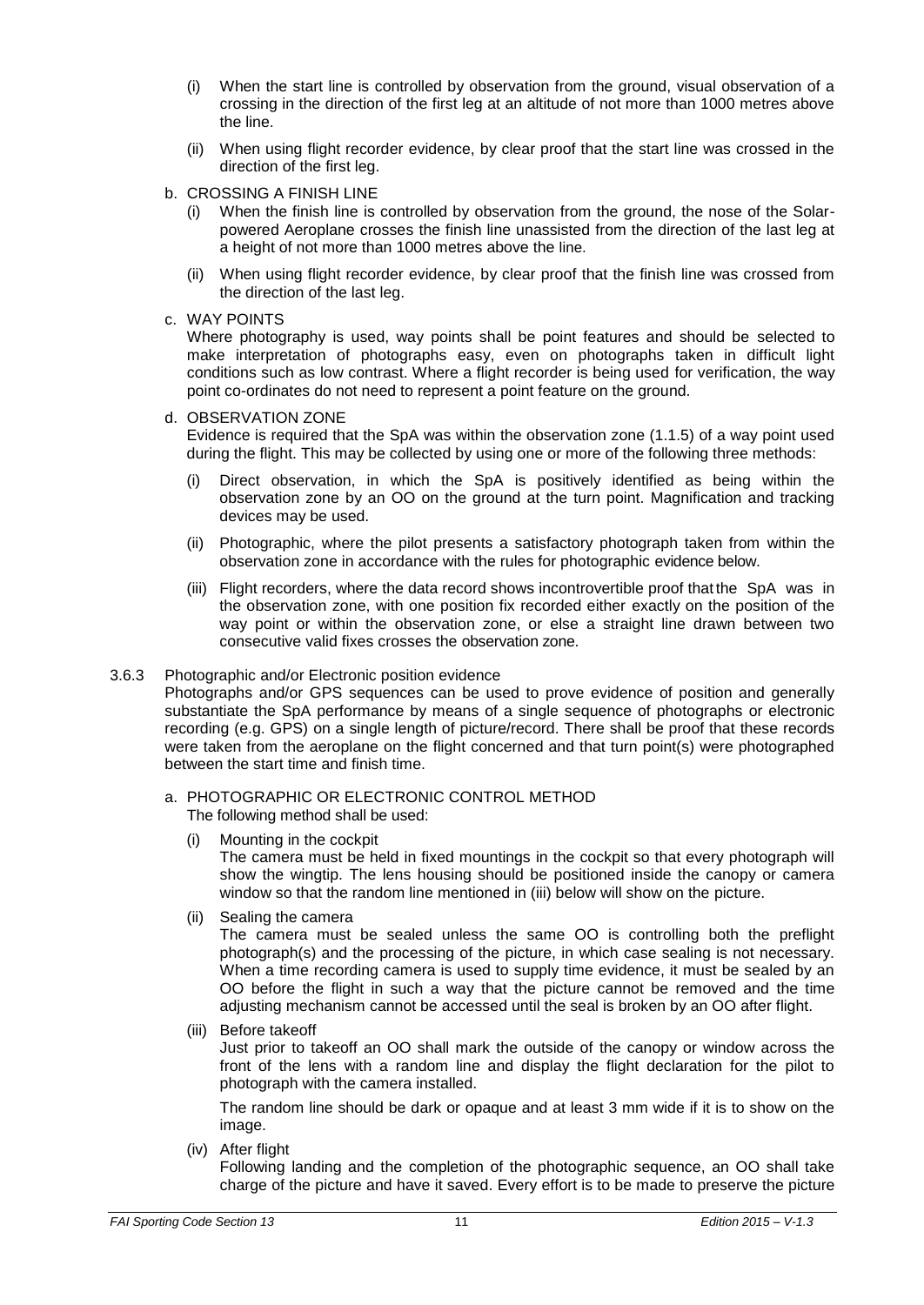(i) When the start line is controlled by observation from the ground, visual observation of a crossing in the direction of the first leg at an altitude of not more than 1000 metres above the line.

(ii) When using flight recorder evidence, by clear proof that the start line was crossed in the direction of the first leg.

b. CROSSING A FINISH LINE

(i) When the finish line is controlled by observation from the ground, the nose of the Solar-powered Aeroplane crosses the finish line unassisted from the direction of the last leg at a height of not more than 1000 metres above the line.

(ii) When using flight recorder evidence, by clear proof that the finish line was crossed from the direction of the last leg.

c. WAY POINTS

Where photography is used, way points shall be point features and should be selected to make interpretation of photographs easy, even on photographs taken in difficult light conditions such as low contrast. Where a flight recorder is being used for verification, the way point co-ordinates do not need to represent a point feature on the ground.

d. OBSERVATION ZONE

Evidence is required that the SpA was within the observation zone (1.1.5) of a way point used during the flight. This may be collected by using one or more of the following three methods:

(i) Direct observation, in which the SpA is positively identified as being within the observation zone by an OO on the ground at the turn point. Magnification and tracking devices may be used.

(ii) Photographic, where the pilot presents a satisfactory photograph taken from within the observation zone in accordance with the rules for photographic evidence below.

(iii) Flight recorders, where the data record shows incontrovertible proof that the SpA was in the observation zone, with one position fix recorded either exactly on the position of the way point or within the observation zone, or else a straight line drawn between two consecutive valid fixes crosses the observation zone.

3.6.3 Photographic and/or Electronic position evidence

Photographs and/or GPS sequences can be used to prove evidence of position and generally substantiate the SpA performance by means of a single sequence of photographs or electronic recording (e.g. GPS) on a single length of picture/record. There shall be proof that these records were taken from the aeroplane on the flight concerned and that turn point(s) were photographed between the start time and finish time.

a. PHOTOGRAPHIC OR ELECTRONIC CONTROL METHOD

The following method shall be used:

(i) Mounting in the cockpit

The camera must be held in fixed mountings in the cockpit so that every photograph will show the wingtip. The lens housing should be positioned inside the canopy or camera window so that the random line mentioned in (iii) below will show on the picture.

(ii) Sealing the camera

The camera must be sealed unless the same OO is controlling both the preflight photograph(s) and the processing of the picture, in which case sealing is not necessary. When a time recording camera is used to supply time evidence, it must be sealed by an OO before the flight in such a way that the picture cannot be removed and the time adjusting mechanism cannot be accessed until the seal is broken by an OO after flight.

(iii) Before takeoff

Just prior to takeoff an OO shall mark the outside of the canopy or window across the front of the lens with a random line and display the flight declaration for the pilot to photograph with the camera installed.

The random line should be dark or opaque and at least 3 mm wide if it is to show on the image.

(iv) After flight

Following landing and the completion of the photographic sequence, an OO shall take charge of the picture and have it saved. Every effort is to be made to preserve the picture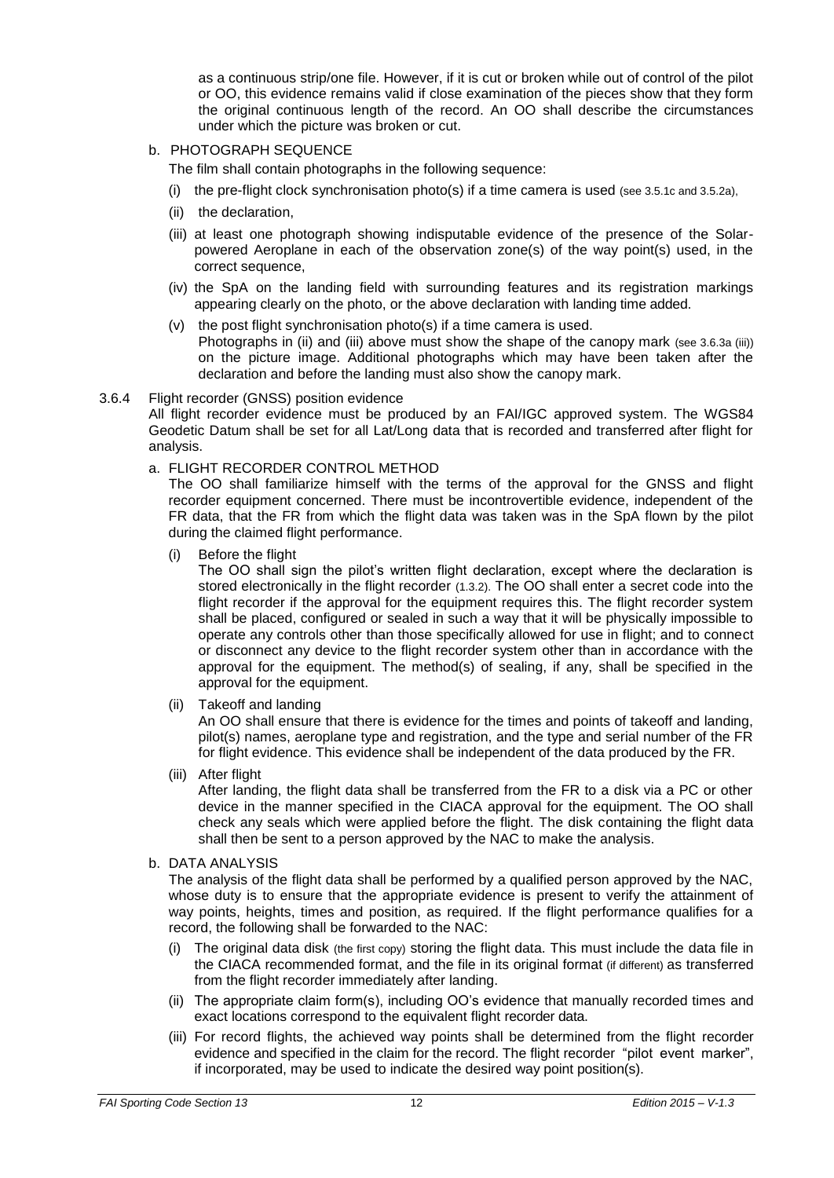as a continuous strip/one file. However, if it is cut or broken while out of control of the pilot or OO, this evidence remains valid if close examination of the pieces show that they form the original continuous length of the record. An OO shall describe the circumstances under which the picture was broken or cut.

b. PHOTOGRAPH SEQUENCE

The film shall contain photographs in the following sequence:

(i) the pre-flight clock synchronisation photo(s) if a time camera is used (see 3.5.1c and 3.5.2a),

(ii) the declaration,

(iii) at least one photograph showing indisputable evidence of the presence of the Solar-powered Aeroplane in each of the observation zone(s) of the way point(s) used, in the correct sequence,

(iv) the SpA on the landing field with surrounding features and its registration markings appearing clearly on the photo, or the above declaration with landing time added.

(v) the post flight synchronisation photo(s) if a time camera is used.
Photographs in (ii) and (iii) above must show the shape of the canopy mark (see 3.6.3a (iii)) on the picture image. Additional photographs which may have been taken after the declaration and before the landing must also show the canopy mark.

3.6.4 Flight recorder (GNSS) position evidence

All flight recorder evidence must be produced by an FAI/IGC approved system. The WGS84 Geodetic Datum shall be set for all Lat/Long data that is recorded and transferred after flight for analysis.

a. FLIGHT RECORDER CONTROL METHOD

The OO shall familiarize himself with the terms of the approval for the GNSS and flight recorder equipment concerned. There must be incontrovertible evidence, independent of the FR data, that the FR from which the flight data was taken was in the SpA flown by the pilot during the claimed flight performance.

(i) Before the flight
The OO shall sign the pilot's written flight declaration, except where the declaration is stored electronically in the flight recorder (1.3.2). The OO shall enter a secret code into the flight recorder if the approval for the equipment requires this. The flight recorder system shall be placed, configured or sealed in such a way that it will be physically impossible to operate any controls other than those specifically allowed for use in flight; and to connect or disconnect any device to the flight recorder system other than in accordance with the approval for the equipment. The method(s) of sealing, if any, shall be specified in the approval for the equipment.

(ii) Takeoff and landing
An OO shall ensure that there is evidence for the times and points of takeoff and landing, pilot(s) names, aeroplane type and registration, and the type and serial number of the FR for flight evidence. This evidence shall be independent of the data produced by the FR.

(iii) After flight
After landing, the flight data shall be transferred from the FR to a disk via a PC or other device in the manner specified in the CIACA approval for the equipment. The OO shall check any seals which were applied before the flight. The disk containing the flight data shall then be sent to a person approved by the NAC to make the analysis.

b. DATA ANALYSIS

The analysis of the flight data shall be performed by a qualified person approved by the NAC, whose duty is to ensure that the appropriate evidence is present to verify the attainment of way points, heights, times and position, as required. If the flight performance qualifies for a record, the following shall be forwarded to the NAC:

(i) The original data disk (the first copy) storing the flight data. This must include the data file in the CIACA recommended format, and the file in its original format (if different) as transferred from the flight recorder immediately after landing.

(ii) The appropriate claim form(s), including OO's evidence that manually recorded times and exact locations correspond to the equivalent flight recorder data.

(iii) For record flights, the achieved way points shall be determined from the flight recorder evidence and specified in the claim for the record. The flight recorder "pilot event marker", if incorporated, may be used to indicate the desired way point position(s).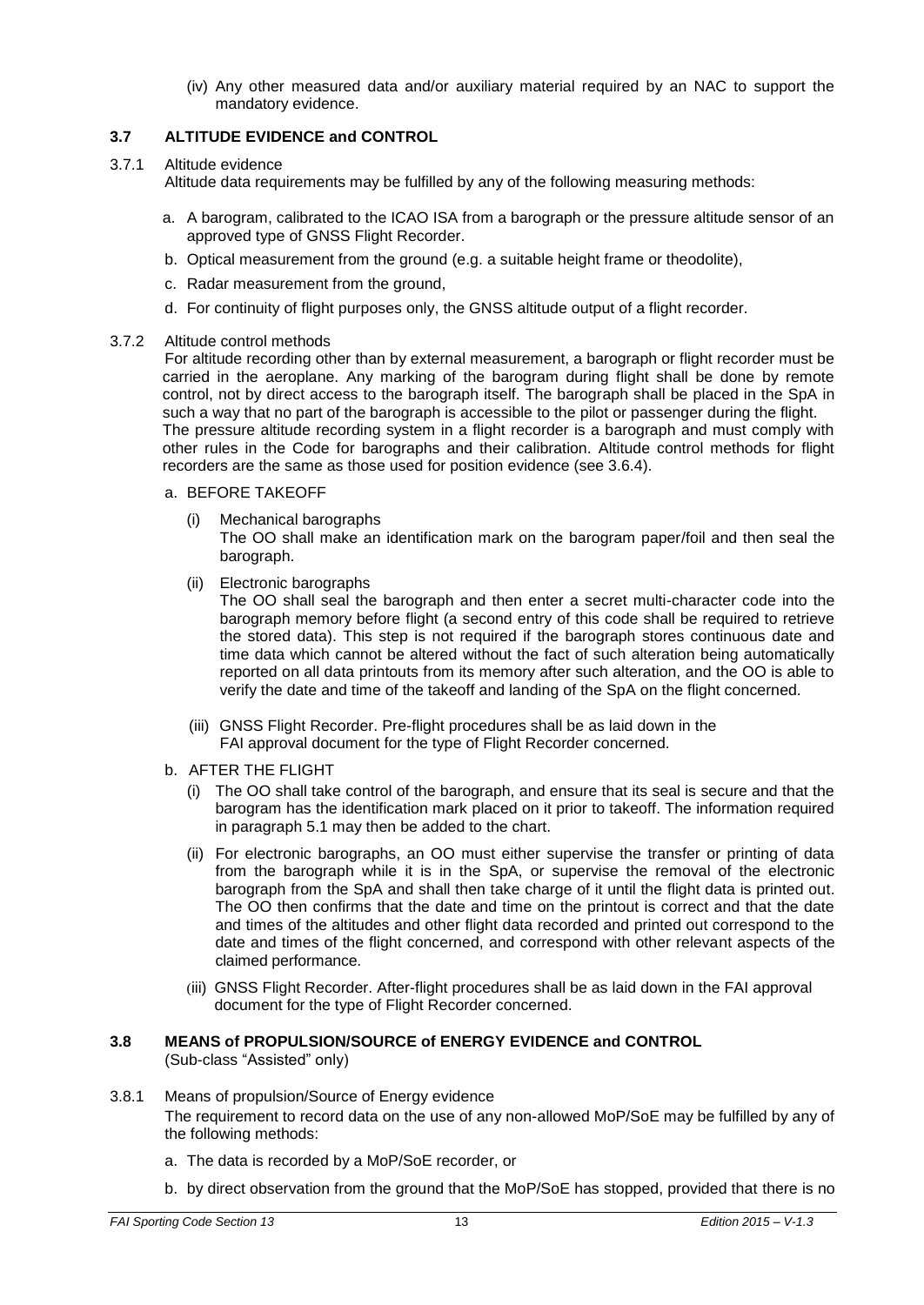(iv) Any other measured data and/or auxiliary material required by an NAC to support the mandatory evidence.

### 3.7 ALTITUDE EVIDENCE and CONTROL

3.7.1 Altitude evidence

Altitude data requirements may be fulfilled by any of the following measuring methods:

a. A barogram, calibrated to the ICAO ISA from a barograph or the pressure altitude sensor of an approved type of GNSS Flight Recorder.

b. Optical measurement from the ground (e.g. a suitable height frame or theodolite),

c. Radar measurement from the ground,

d. For continuity of flight purposes only, the GNSS altitude output of a flight recorder.

3.7.2 Altitude control methods

For altitude recording other than by external measurement, a barograph or flight recorder must be carried in the aeroplane. Any marking of the barogram during flight shall be done by remote control, not by direct access to the barograph itself. The barograph shall be placed in the SpA in such a way that no part of the barograph is accessible to the pilot or passenger during the flight. The pressure altitude recording system in a flight recorder is a barograph and must comply with other rules in the Code for barographs and their calibration. Altitude control methods for flight recorders are the same as those used for position evidence (see 3.6.4).

a. BEFORE TAKEOFF

(i) Mechanical barographs
The OO shall make an identification mark on the barogram paper/foil and then seal the barograph.

(ii) Electronic barographs
The OO shall seal the barograph and then enter a secret multi-character code into the barograph memory before flight (a second entry of this code shall be required to retrieve the stored data). This step is not required if the barograph stores continuous date and time data which cannot be altered without the fact of such alteration being automatically reported on all data printouts from its memory after such alteration, and the OO is able to verify the date and time of the takeoff and landing of the SpA on the flight concerned.

(iii) GNSS Flight Recorder. Pre-flight procedures shall be as laid down in the FAI approval document for the type of Flight Recorder concerned.

b. AFTER THE FLIGHT

(i) The OO shall take control of the barograph, and ensure that its seal is secure and that the barogram has the identification mark placed on it prior to takeoff. The information required in paragraph 5.1 may then be added to the chart.

(ii) For electronic barographs, an OO must either supervise the transfer or printing of data from the barograph while it is in the SpA, or supervise the removal of the electronic barograph from the SpA and shall then take charge of it until the flight data is printed out. The OO then confirms that the date and time on the printout is correct and that the date and times of the altitudes and other flight data recorded and printed out correspond to the date and times of the flight concerned, and correspond with other relevant aspects of the claimed performance.

(iii) GNSS Flight Recorder. After-flight procedures shall be as laid down in the FAI approval document for the type of Flight Recorder concerned.

### 3.8 MEANS of PROPULSION/SOURCE of ENERGY EVIDENCE and CONTROL

(Sub-class "Assisted" only)

3.8.1 Means of propulsion/Source of Energy evidence

The requirement to record data on the use of any non-allowed MoP/SoE may be fulfilled by any of the following methods:

a. The data is recorded by a MoP/SoE recorder, or

b. by direct observation from the ground that the MoP/SoE has stopped, provided that there is no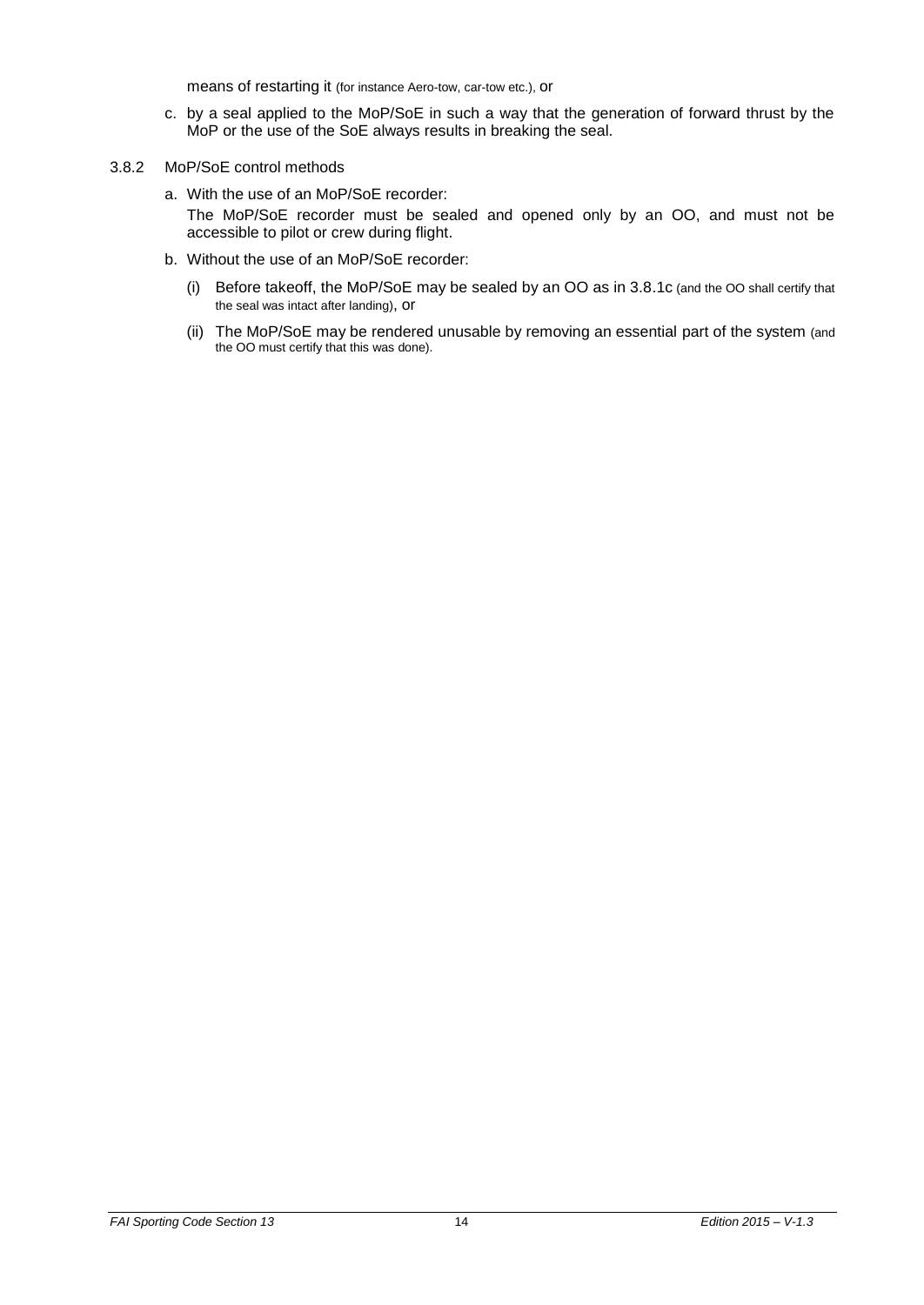means of restarting it (for instance Aero-tow, car-tow etc.), or

c. by a seal applied to the MoP/SoE in such a way that the generation of forward thrust by the MoP or the use of the SoE always results in breaking the seal.

3.8.2 MoP/SoE control methods

a. With the use of an MoP/SoE recorder:
   The MoP/SoE recorder must be sealed and opened only by an OO, and must not be accessible to pilot or crew during flight.

b. Without the use of an MoP/SoE recorder:

   (i) Before takeoff, the MoP/SoE may be sealed by an OO as in 3.8.1c (and the OO shall certify that the seal was intact after landing), or

   (ii) The MoP/SoE may be rendered unusable by removing an essential part of the system (and the OO must certify that this was done).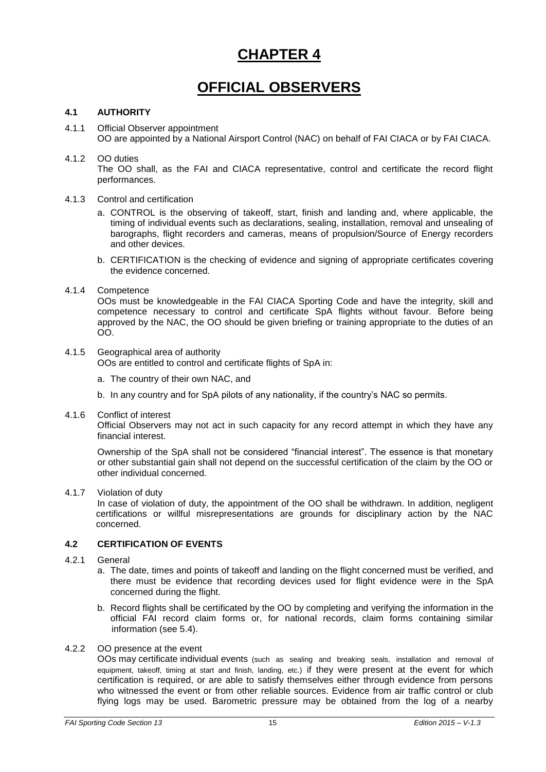# CHAPTER 4

# OFFICIAL OBSERVERS

### 4.1 AUTHORITY

4.1.1 Official Observer appointment
OO are appointed by a National Airsport Control (NAC) on behalf of FAI CIACA or by FAI CIACA.

4.1.2 OO duties
The OO shall, as the FAI and CIACA representative, control and certificate the record flight performances.

4.1.3 Control and certification

a. CONTROL is the observing of takeoff, start, finish and landing and, where applicable, the timing of individual events such as declarations, sealing, installation, removal and unsealing of barographs, flight recorders and cameras, means of propulsion/Source of Energy recorders and other devices.

b. CERTIFICATION is the checking of evidence and signing of appropriate certificates covering the evidence concerned.

4.1.4 Competence
OOs must be knowledgeable in the FAI CIACA Sporting Code and have the integrity, skill and competence necessary to control and certificate SpA flights without favour. Before being approved by the NAC, the OO should be given briefing or training appropriate to the duties of an OO.

4.1.5 Geographical area of authority
OOs are entitled to control and certificate flights of SpA in:

a. The country of their own NAC, and

b. In any country and for SpA pilots of any nationality, if the country's NAC so permits.

4.1.6 Conflict of interest
Official Observers may not act in such capacity for any record attempt in which they have any financial interest.

Ownership of the SpA shall not be considered "financial interest". The essence is that monetary or other substantial gain shall not depend on the successful certification of the claim by the OO or other individual concerned.

4.1.7 Violation of duty
In case of violation of duty, the appointment of the OO shall be withdrawn. In addition, negligent certifications or willful misrepresentations are grounds for disciplinary action by the NAC concerned.

### 4.2 CERTIFICATION OF EVENTS

4.2.1 General

a. The date, times and points of takeoff and landing on the flight concerned must be verified, and there must be evidence that recording devices used for flight evidence were in the SpA concerned during the flight.

b. Record flights shall be certificated by the OO by completing and verifying the information in the official FAI record claim forms or, for national records, claim forms containing similar information (see 5.4).

4.2.2 OO presence at the event
OOs may certificate individual events (such as sealing and breaking seals, installation and removal of equipment, takeoff, timing at start and finish, landing, etc.) if they were present at the event for which certification is required, or are able to satisfy themselves either through evidence from persons who witnessed the event or from other reliable sources. Evidence from air traffic control or club flying logs may be used. Barometric pressure may be obtained from the log of a nearby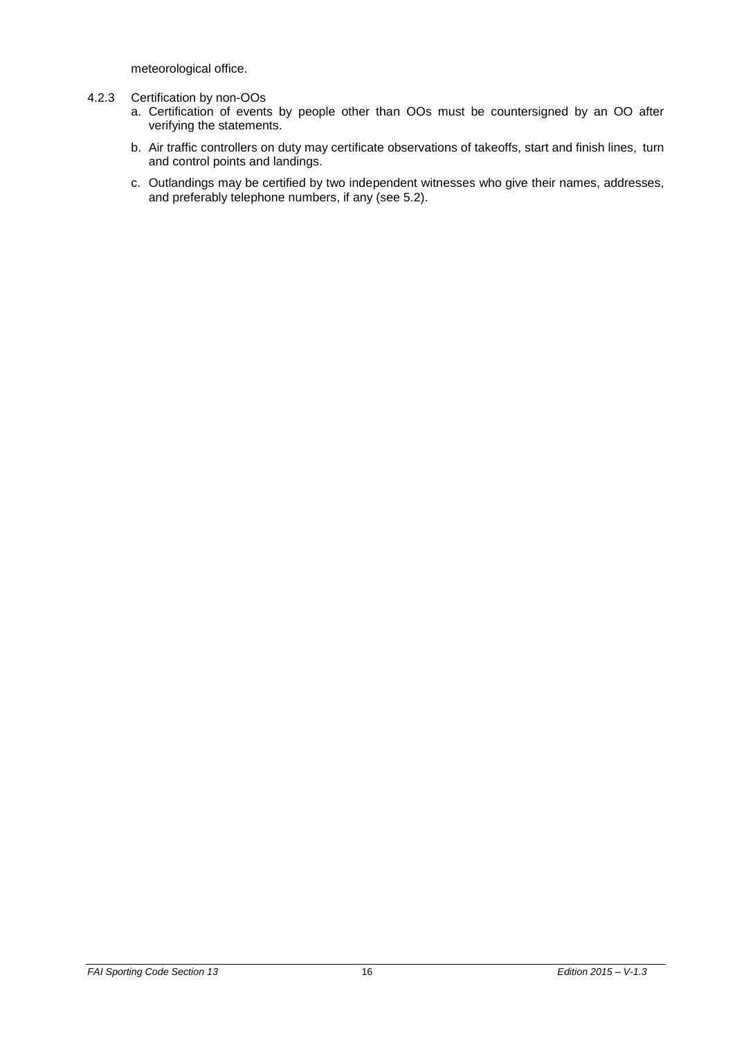meteorological office.

4.2.3 Certification by non-OOs

a. Certification of events by people other than OOs must be countersigned by an OO after verifying the statements.

b. Air traffic controllers on duty may certificate observations of takeoffs, start and finish lines, turn and control points and landings.

c. Outlandings may be certified by two independent witnesses who give their names, addresses, and preferably telephone numbers, if any (see 5.2).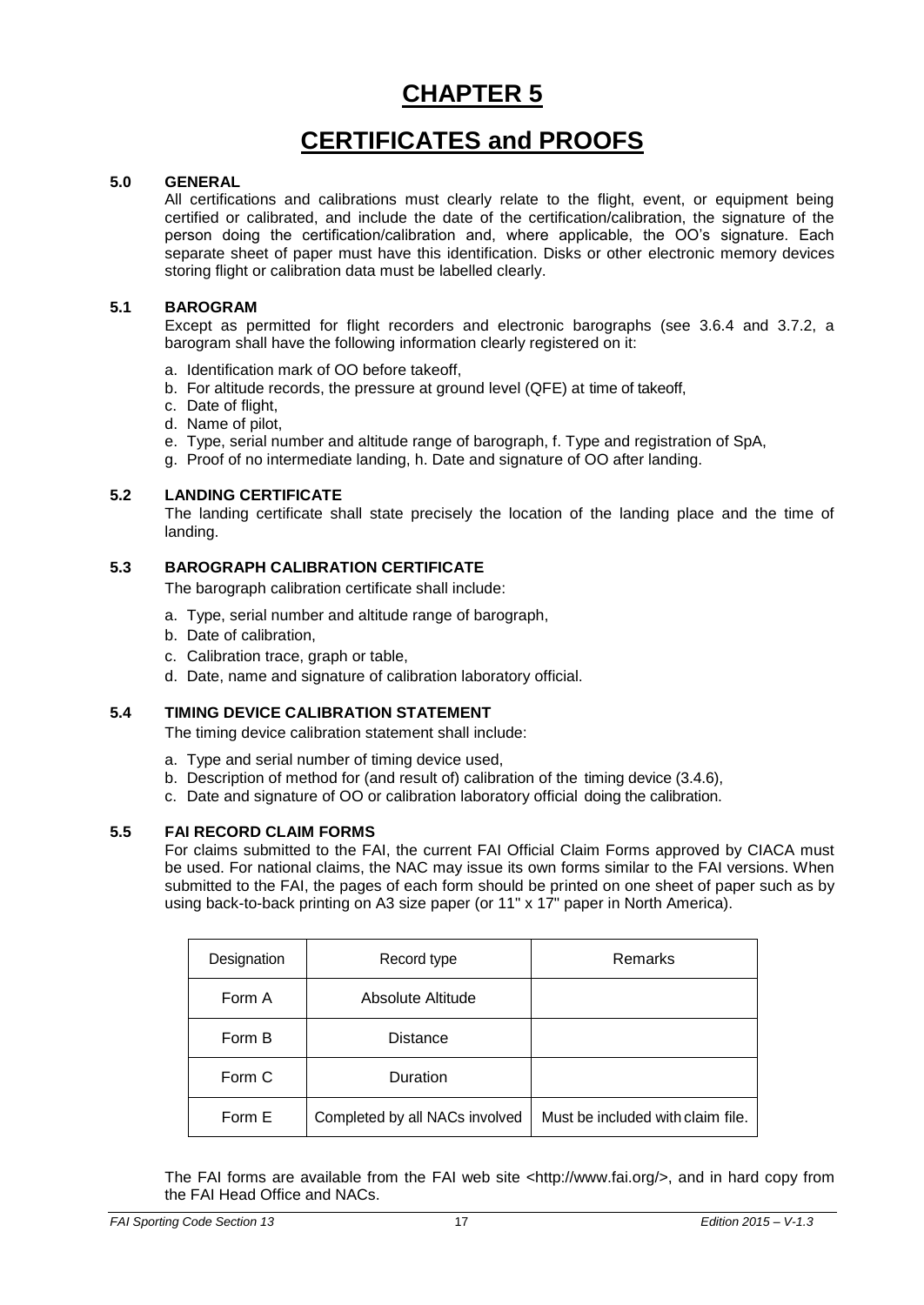# CHAPTER 5

# CERTIFICATES and PROOFS

## 5.0 GENERAL

All certifications and calibrations must clearly relate to the flight, event, or equipment being certified or calibrated, and include the date of the certification/calibration, the signature of the person doing the certification/calibration and, where applicable, the OO's signature. Each separate sheet of paper must have this identification. Disks or other electronic memory devices storing flight or calibration data must be labelled clearly.

## 5.1 BAROGRAM

Except as permitted for flight recorders and electronic barographs (see 3.6.4 and 3.7.2, a barogram shall have the following information clearly registered on it:

a. Identification mark of OO before takeoff,
b. For altitude records, the pressure at ground level (QFE) at time of takeoff,
c. Date of flight,
d. Name of pilot,
e. Type, serial number and altitude range of barograph, f. Type and registration of SpA,
g. Proof of no intermediate landing, h. Date and signature of OO after landing.

## 5.2 LANDING CERTIFICATE

The landing certificate shall state precisely the location of the landing place and the time of landing.

## 5.3 BAROGRAPH CALIBRATION CERTIFICATE

The barograph calibration certificate shall include:

a. Type, serial number and altitude range of barograph,
b. Date of calibration,
c. Calibration trace, graph or table,
d. Date, name and signature of calibration laboratory official.

## 5.4 TIMING DEVICE CALIBRATION STATEMENT

The timing device calibration statement shall include:

a. Type and serial number of timing device used,
b. Description of method for (and result of) calibration of the timing device (3.4.6),
c. Date and signature of OO or calibration laboratory official doing the calibration.

## 5.5 FAI RECORD CLAIM FORMS

For claims submitted to the FAI, the current FAI Official Claim Forms approved by CIACA must be used. For national claims, the NAC may issue its own forms similar to the FAI versions. When submitted to the FAI, the pages of each form should be printed on one sheet of paper such as by using back-to-back printing on A3 size paper (or 11" x 17" paper in North America).

| Designation | Record type | Remarks |
|---|---|---|
| Form A | Absolute Altitude | |
| Form B | Distance | |
| Form C | Duration | |
| Form E | Completed by all NACs involved | Must be included with claim file. |

The FAI forms are available from the FAI web site <http://www.fai.org/>, and in hard copy from the FAI Head Office and NACs.